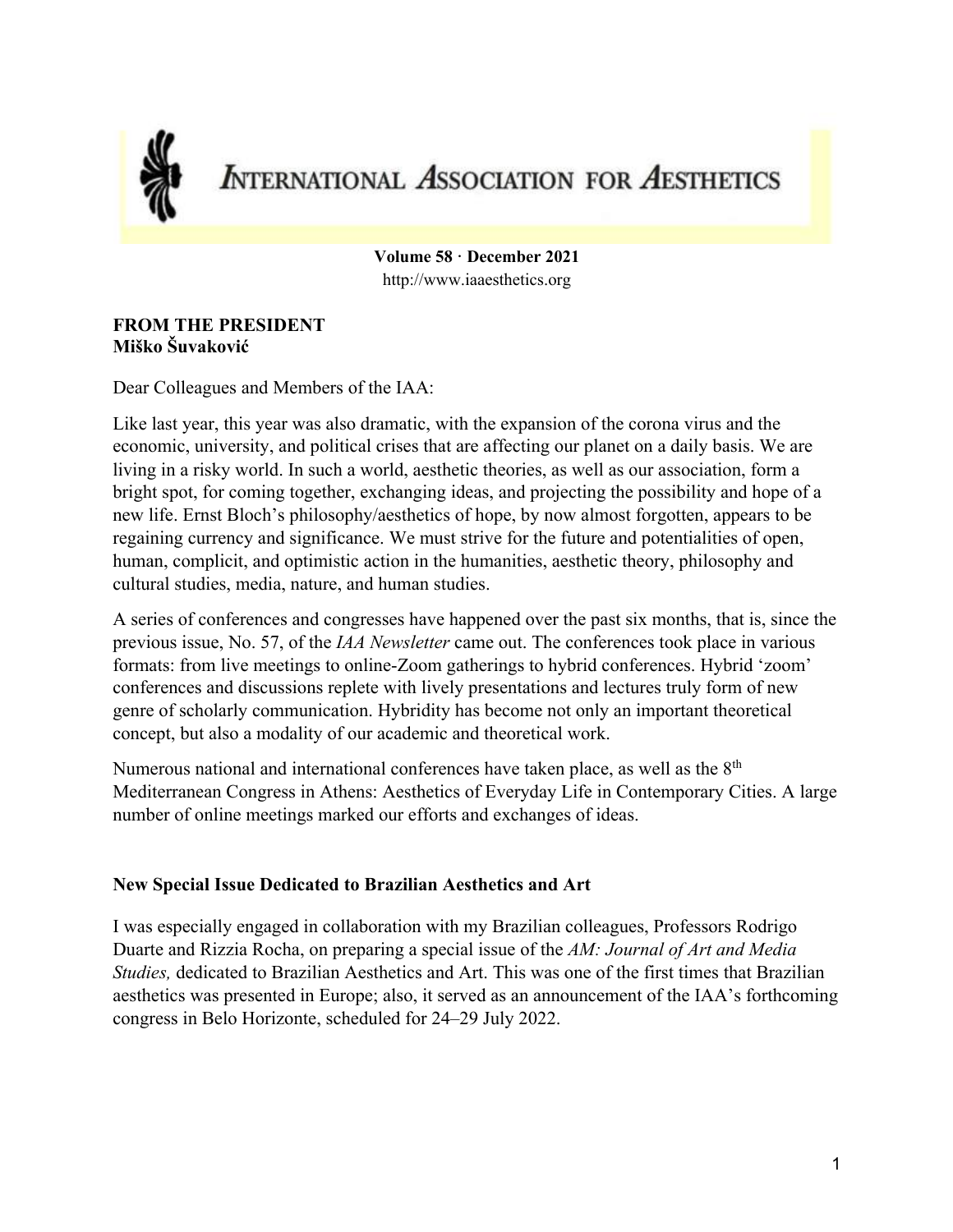# International Association for Aesthetics

**Volume 58 · December 2021**
http://www.iaaesthetics.org

## FROM THE PRESIDENT
**Miško Šuvaković**

Dear Colleagues and Members of the IAA:

Like last year, this year was also dramatic, with the expansion of the corona virus and the economic, university, and political crises that are affecting our planet on a daily basis. We are living in a risky world. In such a world, aesthetic theories, as well as our association, form a bright spot, for coming together, exchanging ideas, and projecting the possibility and hope of a new life. Ernst Bloch's philosophy/aesthetics of hope, by now almost forgotten, appears to be regaining currency and significance. We must strive for the future and potentialities of open, human, complicit, and optimistic action in the humanities, aesthetic theory, philosophy and cultural studies, media, nature, and human studies.

A series of conferences and congresses have happened over the past six months, that is, since the previous issue, No. 57, of the *IAA Newsletter* came out. The conferences took place in various formats: from live meetings to online-Zoom gatherings to hybrid conferences. Hybrid 'zoom' conferences and discussions replete with lively presentations and lectures truly form of new genre of scholarly communication. Hybridity has become not only an important theoretical concept, but also a modality of our academic and theoretical work.

Numerous national and international conferences have taken place, as well as the 8th Mediterranean Congress in Athens: Aesthetics of Everyday Life in Contemporary Cities. A large number of online meetings marked our efforts and exchanges of ideas.

### New Special Issue Dedicated to Brazilian Aesthetics and Art

I was especially engaged in collaboration with my Brazilian colleagues, Professors Rodrigo Duarte and Rizzia Rocha, on preparing a special issue of the *AM: Journal of Art and Media Studies,* dedicated to Brazilian Aesthetics and Art. This was one of the first times that Brazilian aesthetics was presented in Europe; also, it served as an announcement of the IAA's forthcoming congress in Belo Horizonte, scheduled for 24–29 July 2022.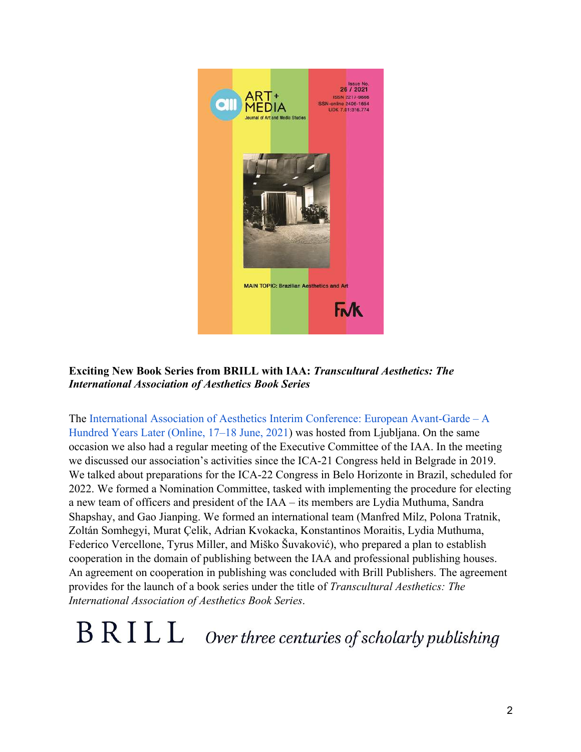**Exciting New Book Series from BRILL with IAA: *Transcultural Aesthetics: The International Association of Aesthetics Book Series***

The International Association of Aesthetics Interim Conference: European Avant-Garde – A Hundred Years Later (Online, 17–18 June, 2021) was hosted from Ljubljana. On the same occasion we also had a regular meeting of the Executive Committee of the IAA. In the meeting we discussed our association's activities since the ICA-21 Congress held in Belgrade in 2019. We talked about preparations for the ICA-22 Congress in Belo Horizonte in Brazil, scheduled for 2022. We formed a Nomination Committee, tasked with implementing the procedure for electing a new team of officers and president of the IAA – its members are Lydia Muthuma, Sandra Shapshay, and Gao Jianping. We formed an international team (Manfred Milz, Polona Tratnik, Zoltán Somhegyi, Murat Çelik, Adrian Kvokacka, Konstantinos Moraitis, Lydia Muthuma, Federico Vercellone, Tyrus Miller, and Miško Šuvaković), who prepared a plan to establish cooperation in the domain of publishing between the IAA and professional publishing houses. An agreement on cooperation in publishing was concluded with Brill Publishers. The agreement provides for the launch of a book series under the title of *Transcultural Aesthetics: The International Association of Aesthetics Book Series*.

BRILL *Over three centuries of scholarly publishing*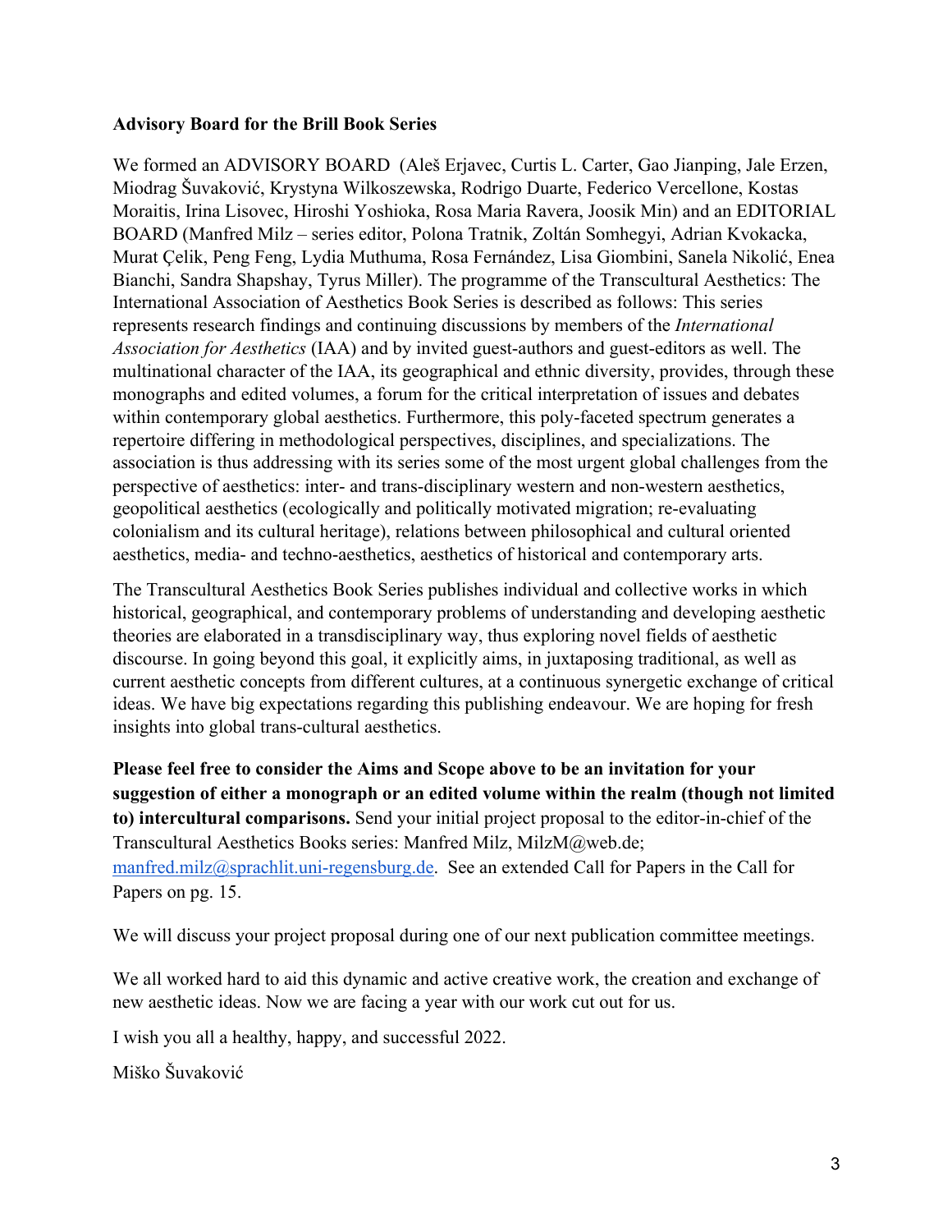**Advisory Board for the Brill Book Series**

We formed an ADVISORY BOARD (Aleš Erjavec, Curtis L. Carter, Gao Jianping, Jale Erzen, Miodrag Šuvaković, Krystyna Wilkoszewska, Rodrigo Duarte, Federico Vercellone, Kostas Moraitis, Irina Lisovec, Hiroshi Yoshioka, Rosa Maria Ravera, Joosik Min) and an EDITORIAL BOARD (Manfred Milz – series editor, Polona Tratnik, Zoltán Somhegyi, Adrian Kvokacka, Murat Çelik, Peng Feng, Lydia Muthuma, Rosa Fernández, Lisa Giombini, Sanela Nikolić, Enea Bianchi, Sandra Shapshay, Tyrus Miller). The programme of the Transcultural Aesthetics: The International Association of Aesthetics Book Series is described as follows: This series represents research findings and continuing discussions by members of the *International Association for Aesthetics* (IAA) and by invited guest-authors and guest-editors as well. The multinational character of the IAA, its geographical and ethnic diversity, provides, through these monographs and edited volumes, a forum for the critical interpretation of issues and debates within contemporary global aesthetics. Furthermore, this poly-faceted spectrum generates a repertoire differing in methodological perspectives, disciplines, and specializations. The association is thus addressing with its series some of the most urgent global challenges from the perspective of aesthetics: inter- and trans-disciplinary western and non-western aesthetics, geopolitical aesthetics (ecologically and politically motivated migration; re-evaluating colonialism and its cultural heritage), relations between philosophical and cultural oriented aesthetics, media- and techno-aesthetics, aesthetics of historical and contemporary arts.

The Transcultural Aesthetics Book Series publishes individual and collective works in which historical, geographical, and contemporary problems of understanding and developing aesthetic theories are elaborated in a transdisciplinary way, thus exploring novel fields of aesthetic discourse. In going beyond this goal, it explicitly aims, in juxtaposing traditional, as well as current aesthetic concepts from different cultures, at a continuous synergetic exchange of critical ideas. We have big expectations regarding this publishing endeavour. We are hoping for fresh insights into global trans-cultural aesthetics.

**Please feel free to consider the Aims and Scope above to be an invitation for your suggestion of either a monograph or an edited volume within the realm (though not limited to) intercultural comparisons.** Send your initial project proposal to the editor-in-chief of the Transcultural Aesthetics Books series: Manfred Milz, MilzM@web.de; manfred.milz@sprachlit.uni-regensburg.de. See an extended Call for Papers in the Call for Papers on pg. 15.

We will discuss your project proposal during one of our next publication committee meetings.

We all worked hard to aid this dynamic and active creative work, the creation and exchange of new aesthetic ideas. Now we are facing a year with our work cut out for us.

I wish you all a healthy, happy, and successful 2022.

Miško Šuvaković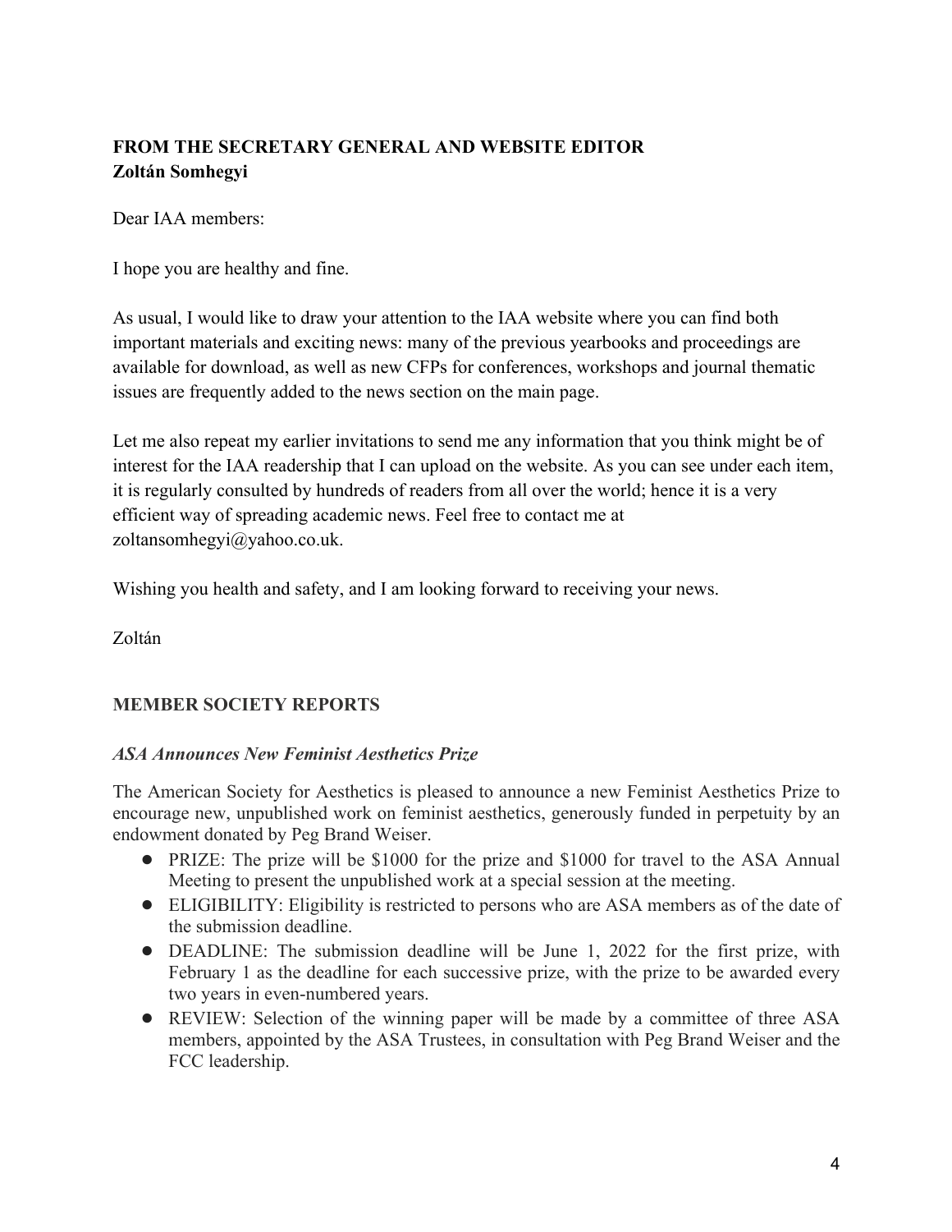## FROM THE SECRETARY GENERAL AND WEBSITE EDITOR
**Zoltán Somhegyi**

Dear IAA members:

I hope you are healthy and fine.

As usual, I would like to draw your attention to the IAA website where you can find both important materials and exciting news: many of the previous yearbooks and proceedings are available for download, as well as new CFPs for conferences, workshops and journal thematic issues are frequently added to the news section on the main page.

Let me also repeat my earlier invitations to send me any information that you think might be of interest for the IAA readership that I can upload on the website. As you can see under each item, it is regularly consulted by hundreds of readers from all over the world; hence it is a very efficient way of spreading academic news. Feel free to contact me at zoltansomhegyi@yahoo.co.uk.

Wishing you health and safety, and I am looking forward to receiving your news.

Zoltán

## MEMBER SOCIETY REPORTS

### *ASA Announces New Feminist Aesthetics Prize*

The American Society for Aesthetics is pleased to announce a new Feminist Aesthetics Prize to encourage new, unpublished work on feminist aesthetics, generously funded in perpetuity by an endowment donated by Peg Brand Weiser.

- PRIZE: The prize will be $1000 for the prize and $1000 for travel to the ASA Annual Meeting to present the unpublished work at a special session at the meeting.
- ELIGIBILITY: Eligibility is restricted to persons who are ASA members as of the date of the submission deadline.
- DEADLINE: The submission deadline will be June 1, 2022 for the first prize, with February 1 as the deadline for each successive prize, with the prize to be awarded every two years in even-numbered years.
- REVIEW: Selection of the winning paper will be made by a committee of three ASA members, appointed by the ASA Trustees, in consultation with Peg Brand Weiser and the FCC leadership.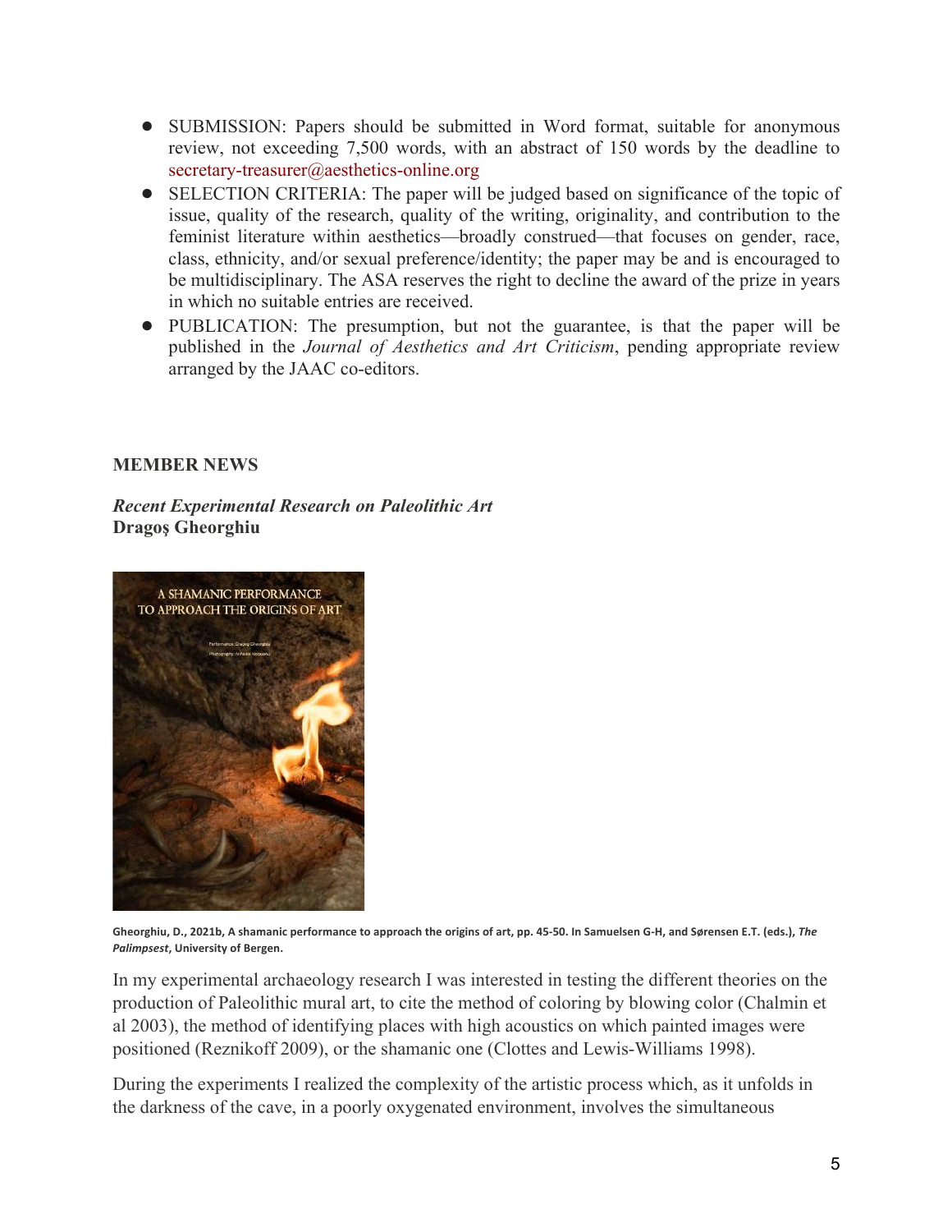- SUBMISSION: Papers should be submitted in Word format, suitable for anonymous review, not exceeding 7,500 words, with an abstract of 150 words by the deadline to secretary-treasurer@aesthetics-online.org
- SELECTION CRITERIA: The paper will be judged based on significance of the topic of issue, quality of the research, quality of the writing, originality, and contribution to the feminist literature within aesthetics—broadly construed—that focuses on gender, race, class, ethnicity, and/or sexual preference/identity; the paper may be and is encouraged to be multidisciplinary. The ASA reserves the right to decline the award of the prize in years in which no suitable entries are received.
- PUBLICATION: The presumption, but not the guarantee, is that the paper will be published in the *Journal of Aesthetics and Art Criticism*, pending appropriate review arranged by the JAAC co-editors.

## MEMBER NEWS

***Recent Experimental Research on Paleolithic Art***
**Dragoş Gheorghiu**

**Gheorghiu, D., 2021b, A shamanic performance to approach the origins of art, pp. 45-50. In Samuelsen G-H, and Sørensen E.T. (eds.), *The Palimpsest*, University of Bergen.**

In my experimental archaeology research I was interested in testing the different theories on the production of Paleolithic mural art, to cite the method of coloring by blowing color (Chalmin et al 2003), the method of identifying places with high acoustics on which painted images were positioned (Reznikoff 2009), or the shamanic one (Clottes and Lewis-Williams 1998).

During the experiments I realized the complexity of the artistic process which, as it unfolds in the darkness of the cave, in a poorly oxygenated environment, involves the simultaneous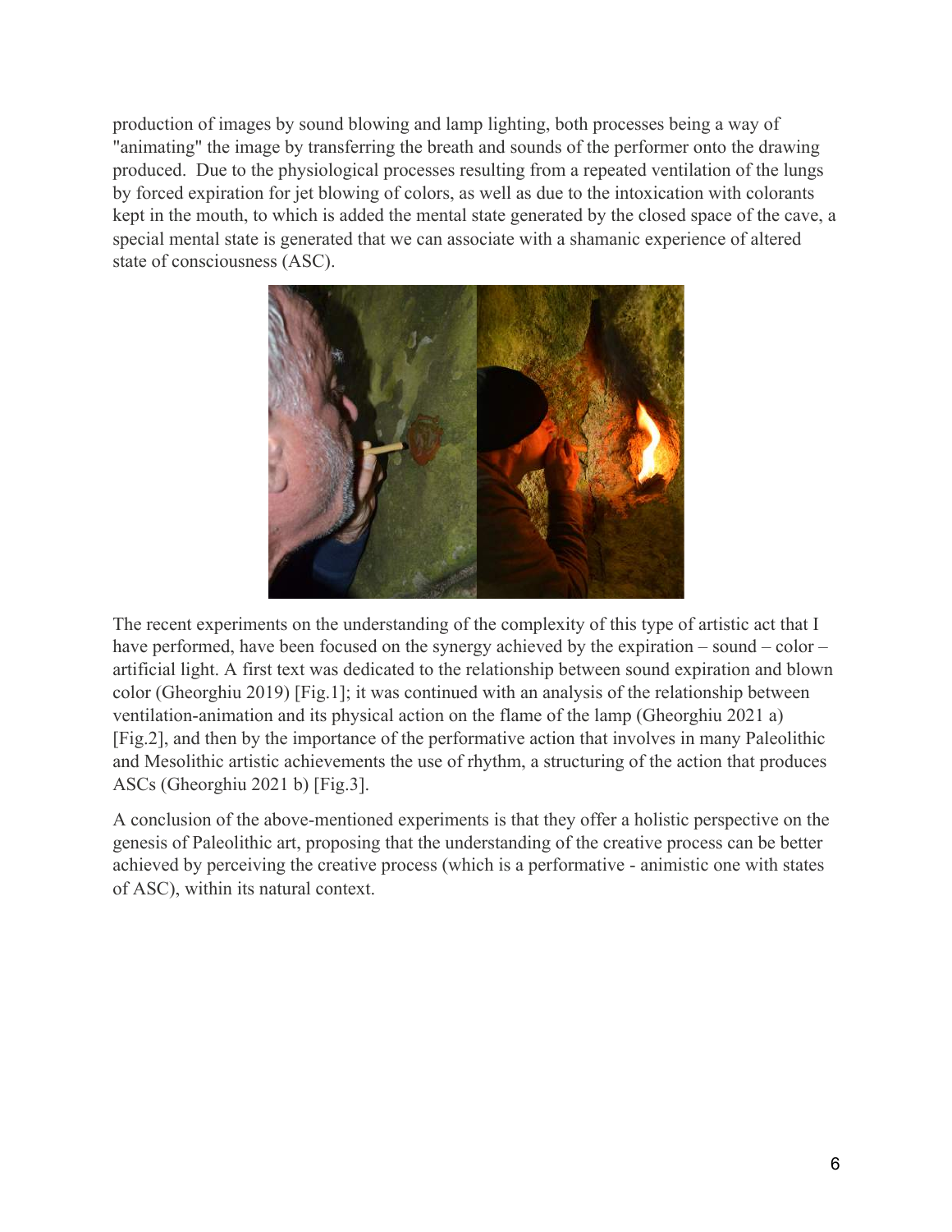production of images by sound blowing and lamp lighting, both processes being a way of "animating" the image by transferring the breath and sounds of the performer onto the drawing produced. Due to the physiological processes resulting from a repeated ventilation of the lungs by forced expiration for jet blowing of colors, as well as due to the intoxication with colorants kept in the mouth, to which is added the mental state generated by the closed space of the cave, a special mental state is generated that we can associate with a shamanic experience of altered state of consciousness (ASC).

The recent experiments on the understanding of the complexity of this type of artistic act that I have performed, have been focused on the synergy achieved by the expiration – sound – color – artificial light. A first text was dedicated to the relationship between sound expiration and blown color (Gheorghiu 2019) [Fig.1]; it was continued with an analysis of the relationship between ventilation-animation and its physical action on the flame of the lamp (Gheorghiu 2021 a) [Fig.2], and then by the importance of the performative action that involves in many Paleolithic and Mesolithic artistic achievements the use of rhythm, a structuring of the action that produces ASCs (Gheorghiu 2021 b) [Fig.3].

A conclusion of the above-mentioned experiments is that they offer a holistic perspective on the genesis of Paleolithic art, proposing that the understanding of the creative process can be better achieved by perceiving the creative process (which is a performative - animistic one with states of ASC), within its natural context.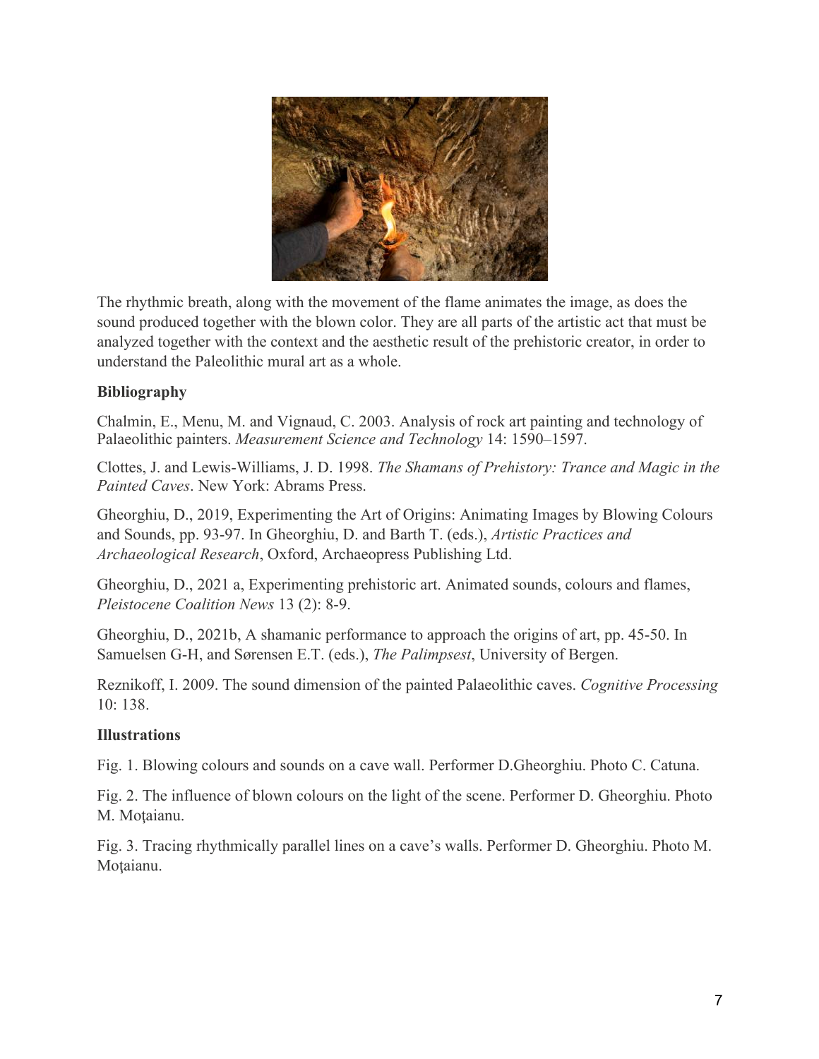The rhythmic breath, along with the movement of the flame animates the image, as does the sound produced together with the blown color. They are all parts of the artistic act that must be analyzed together with the context and the aesthetic result of the prehistoric creator, in order to understand the Paleolithic mural art as a whole.

**Bibliography**

Chalmin, E., Menu, M. and Vignaud, C. 2003. Analysis of rock art painting and technology of Palaeolithic painters. *Measurement Science and Technology* 14: 1590–1597.

Clottes, J. and Lewis-Williams, J. D. 1998. *The Shamans of Prehistory: Trance and Magic in the Painted Caves*. New York: Abrams Press.

Gheorghiu, D., 2019, Experimenting the Art of Origins: Animating Images by Blowing Colours and Sounds, pp. 93-97. In Gheorghiu, D. and Barth T. (eds.), *Artistic Practices and Archaeological Research*, Oxford, Archaeopress Publishing Ltd.

Gheorghiu, D., 2021 a, Experimenting prehistoric art. Animated sounds, colours and flames, *Pleistocene Coalition News* 13 (2): 8-9.

Gheorghiu, D., 2021b, A shamanic performance to approach the origins of art, pp. 45-50. In Samuelsen G-H, and Sørensen E.T. (eds.), *The Palimpsest*, University of Bergen.

Reznikoff, I. 2009. The sound dimension of the painted Palaeolithic caves. *Cognitive Processing* 10: 138.

**Illustrations**

Fig. 1. Blowing colours and sounds on a cave wall. Performer D.Gheorghiu. Photo C. Catuna.

Fig. 2. The influence of blown colours on the light of the scene. Performer D. Gheorghiu. Photo M. Moţaianu.

Fig. 3. Tracing rhythmically parallel lines on a cave's walls. Performer D. Gheorghiu. Photo M. Moţaianu.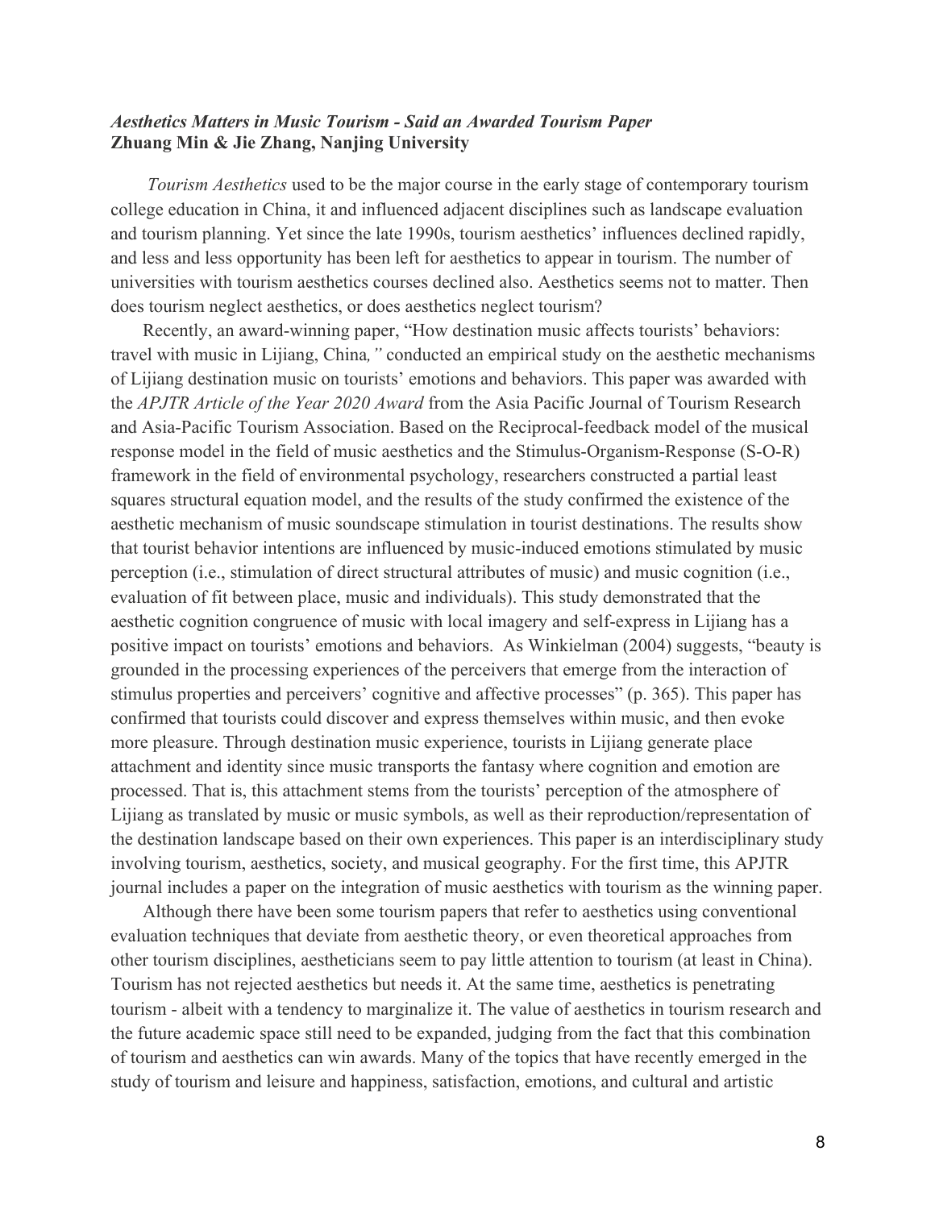***Aesthetics Matters in Music Tourism - Said an Awarded Tourism Paper***
**Zhuang Min & Jie Zhang, Nanjing University**

*Tourism Aesthetics* used to be the major course in the early stage of contemporary tourism college education in China, it and influenced adjacent disciplines such as landscape evaluation and tourism planning. Yet since the late 1990s, tourism aesthetics' influences declined rapidly, and less and less opportunity has been left for aesthetics to appear in tourism. The number of universities with tourism aesthetics courses declined also. Aesthetics seems not to matter. Then does tourism neglect aesthetics, or does aesthetics neglect tourism?

Recently, an award-winning paper, "How destination music affects tourists' behaviors: travel with music in Lijiang, China*,"* conducted an empirical study on the aesthetic mechanisms of Lijiang destination music on tourists' emotions and behaviors. This paper was awarded with the *APJTR Article of the Year 2020 Award* from the Asia Pacific Journal of Tourism Research and Asia-Pacific Tourism Association. Based on the Reciprocal-feedback model of the musical response model in the field of music aesthetics and the Stimulus-Organism-Response (S-O-R) framework in the field of environmental psychology, researchers constructed a partial least squares structural equation model, and the results of the study confirmed the existence of the aesthetic mechanism of music soundscape stimulation in tourist destinations. The results show that tourist behavior intentions are influenced by music-induced emotions stimulated by music perception (i.e., stimulation of direct structural attributes of music) and music cognition (i.e., evaluation of fit between place, music and individuals). This study demonstrated that the aesthetic cognition congruence of music with local imagery and self-express in Lijiang has a positive impact on tourists' emotions and behaviors. As Winkielman (2004) suggests, "beauty is grounded in the processing experiences of the perceivers that emerge from the interaction of stimulus properties and perceivers' cognitive and affective processes" (p. 365). This paper has confirmed that tourists could discover and express themselves within music, and then evoke more pleasure. Through destination music experience, tourists in Lijiang generate place attachment and identity since music transports the fantasy where cognition and emotion are processed. That is, this attachment stems from the tourists' perception of the atmosphere of Lijiang as translated by music or music symbols, as well as their reproduction/representation of the destination landscape based on their own experiences. This paper is an interdisciplinary study involving tourism, aesthetics, society, and musical geography. For the first time, this APJTR journal includes a paper on the integration of music aesthetics with tourism as the winning paper.

Although there have been some tourism papers that refer to aesthetics using conventional evaluation techniques that deviate from aesthetic theory, or even theoretical approaches from other tourism disciplines, aestheticians seem to pay little attention to tourism (at least in China). Tourism has not rejected aesthetics but needs it. At the same time, aesthetics is penetrating tourism - albeit with a tendency to marginalize it. The value of aesthetics in tourism research and the future academic space still need to be expanded, judging from the fact that this combination of tourism and aesthetics can win awards. Many of the topics that have recently emerged in the study of tourism and leisure and happiness, satisfaction, emotions, and cultural and artistic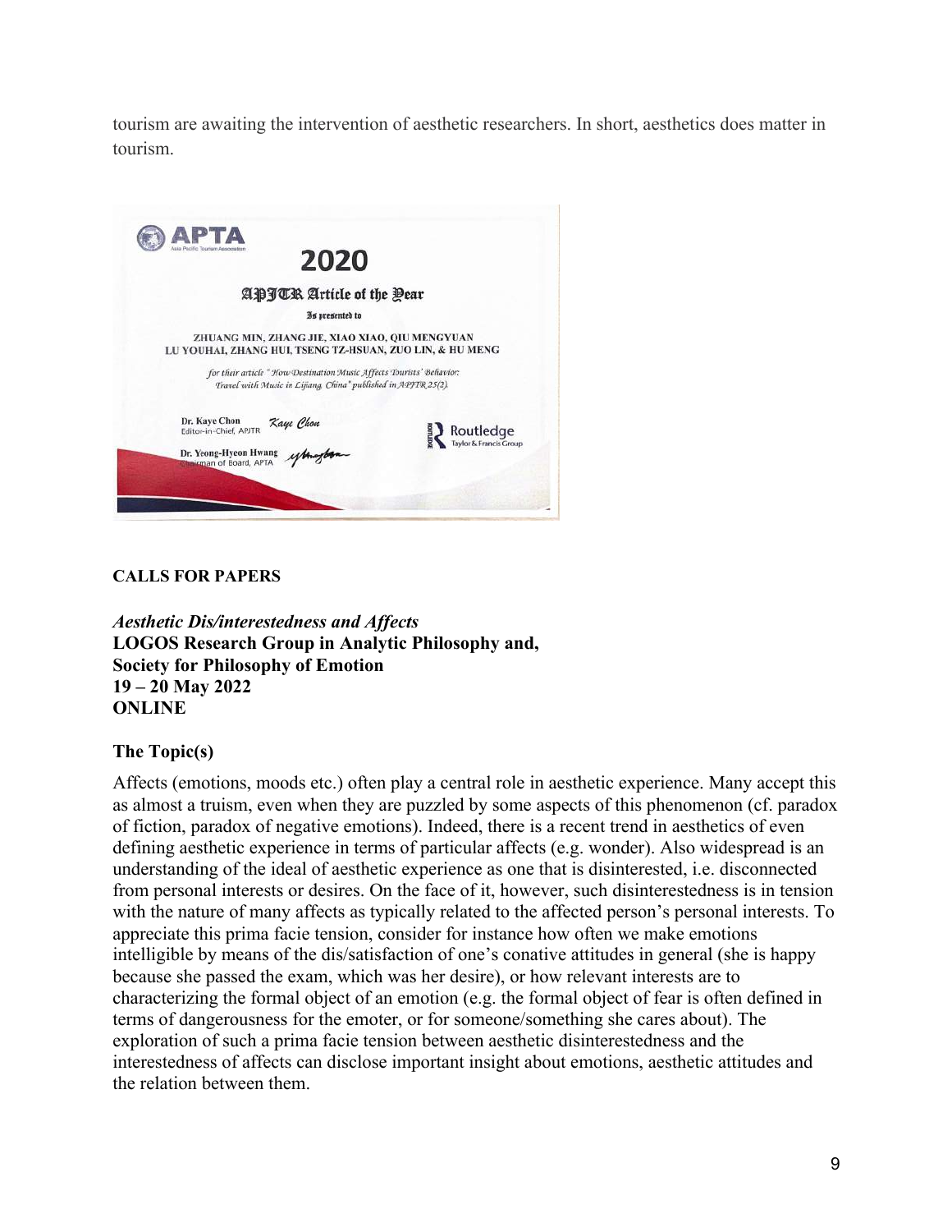tourism are awaiting the intervention of aesthetic researchers. In short, aesthetics does matter in tourism.

APTA
Asia Pacific Tourism Association

2020

APJTR Article of the Year

Is presented to

ZHUANG MIN, ZHANG JIE, XIAO XIAO, QIU MENGYUAN
LU YOUHAI, ZHANG HUI, TSENG TZ-HSUAN, ZUO LIN, & HU MENG

*for their article " How Destination Music Affects Tourists' Behavior: Travel with Music in Lijiang, China" published in APJTR 25(2).*

Dr. Kaye Chon
Editor-in-Chief, APJTR

Dr. Yeong-Hyeon Hwang
Chairman of Board, APTA

Routledge
Taylor & Francis Group

**CALLS FOR PAPERS**

***Aesthetic Dis/interestedness and Affects***
**LOGOS Research Group in Analytic Philosophy and,**
**Society for Philosophy of Emotion**
**19 – 20 May 2022**
**ONLINE**

### The Topic(s)

Affects (emotions, moods etc.) often play a central role in aesthetic experience. Many accept this as almost a truism, even when they are puzzled by some aspects of this phenomenon (cf. paradox of fiction, paradox of negative emotions). Indeed, there is a recent trend in aesthetics of even defining aesthetic experience in terms of particular affects (e.g. wonder). Also widespread is an understanding of the ideal of aesthetic experience as one that is disinterested, i.e. disconnected from personal interests or desires. On the face of it, however, such disinterestedness is in tension with the nature of many affects as typically related to the affected person's personal interests. To appreciate this prima facie tension, consider for instance how often we make emotions intelligible by means of the dis/satisfaction of one's conative attitudes in general (she is happy because she passed the exam, which was her desire), or how relevant interests are to characterizing the formal object of an emotion (e.g. the formal object of fear is often defined in terms of dangerousness for the emoter, or for someone/something she cares about). The exploration of such a prima facie tension between aesthetic disinterestedness and the interestedness of affects can disclose important insight about emotions, aesthetic attitudes and the relation between them.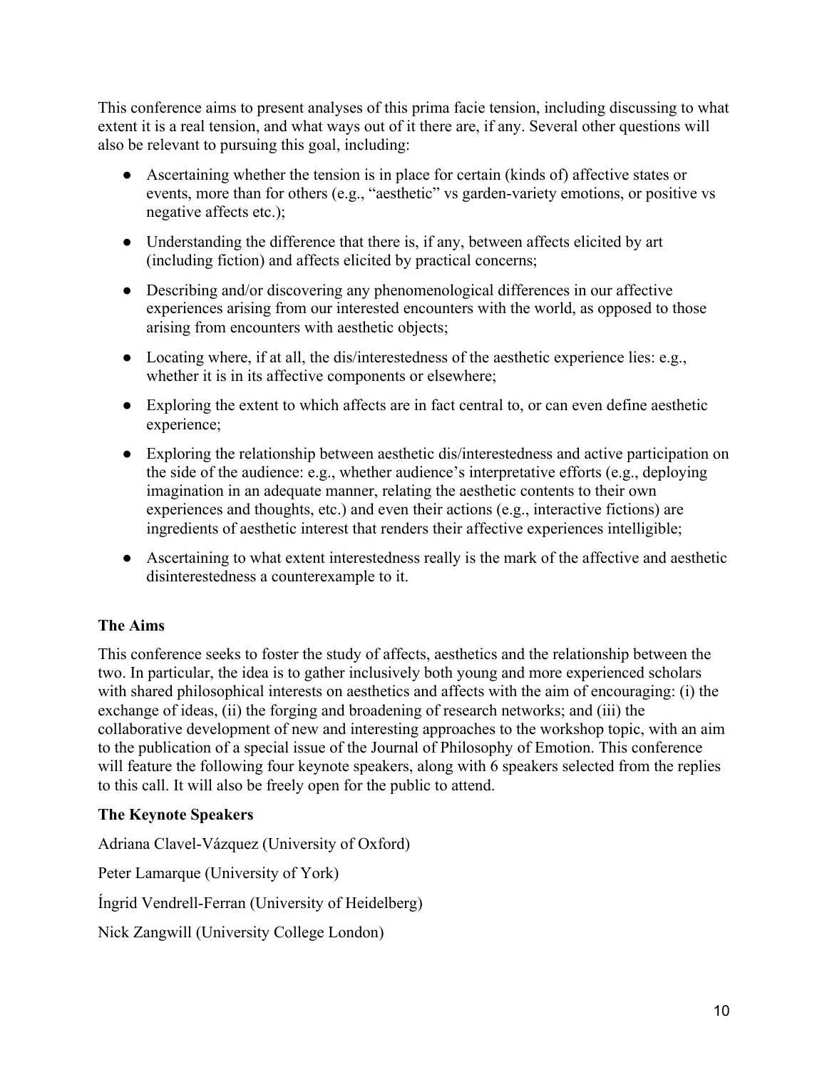This conference aims to present analyses of this prima facie tension, including discussing to what extent it is a real tension, and what ways out of it there are, if any. Several other questions will also be relevant to pursuing this goal, including:

- Ascertaining whether the tension is in place for certain (kinds of) affective states or events, more than for others (e.g., "aesthetic" vs garden-variety emotions, or positive vs negative affects etc.);
- Understanding the difference that there is, if any, between affects elicited by art (including fiction) and affects elicited by practical concerns;
- Describing and/or discovering any phenomenological differences in our affective experiences arising from our interested encounters with the world, as opposed to those arising from encounters with aesthetic objects;
- Locating where, if at all, the dis/interestedness of the aesthetic experience lies: e.g., whether it is in its affective components or elsewhere;
- Exploring the extent to which affects are in fact central to, or can even define aesthetic experience;
- Exploring the relationship between aesthetic dis/interestedness and active participation on the side of the audience: e.g., whether audience's interpretative efforts (e.g., deploying imagination in an adequate manner, relating the aesthetic contents to their own experiences and thoughts, etc.) and even their actions (e.g., interactive fictions) are ingredients of aesthetic interest that renders their affective experiences intelligible;
- Ascertaining to what extent interestedness really is the mark of the affective and aesthetic disinterestedness a counterexample to it.

**The Aims**

This conference seeks to foster the study of affects, aesthetics and the relationship between the two. In particular, the idea is to gather inclusively both young and more experienced scholars with shared philosophical interests on aesthetics and affects with the aim of encouraging: (i) the exchange of ideas, (ii) the forging and broadening of research networks; and (iii) the collaborative development of new and interesting approaches to the workshop topic, with an aim to the publication of a special issue of the Journal of Philosophy of Emotion. This conference will feature the following four keynote speakers, along with 6 speakers selected from the replies to this call. It will also be freely open for the public to attend.

**The Keynote Speakers**

Adriana Clavel-Vázquez (University of Oxford)

Peter Lamarque (University of York)

Íngrid Vendrell-Ferran (University of Heidelberg)

Nick Zangwill (University College London)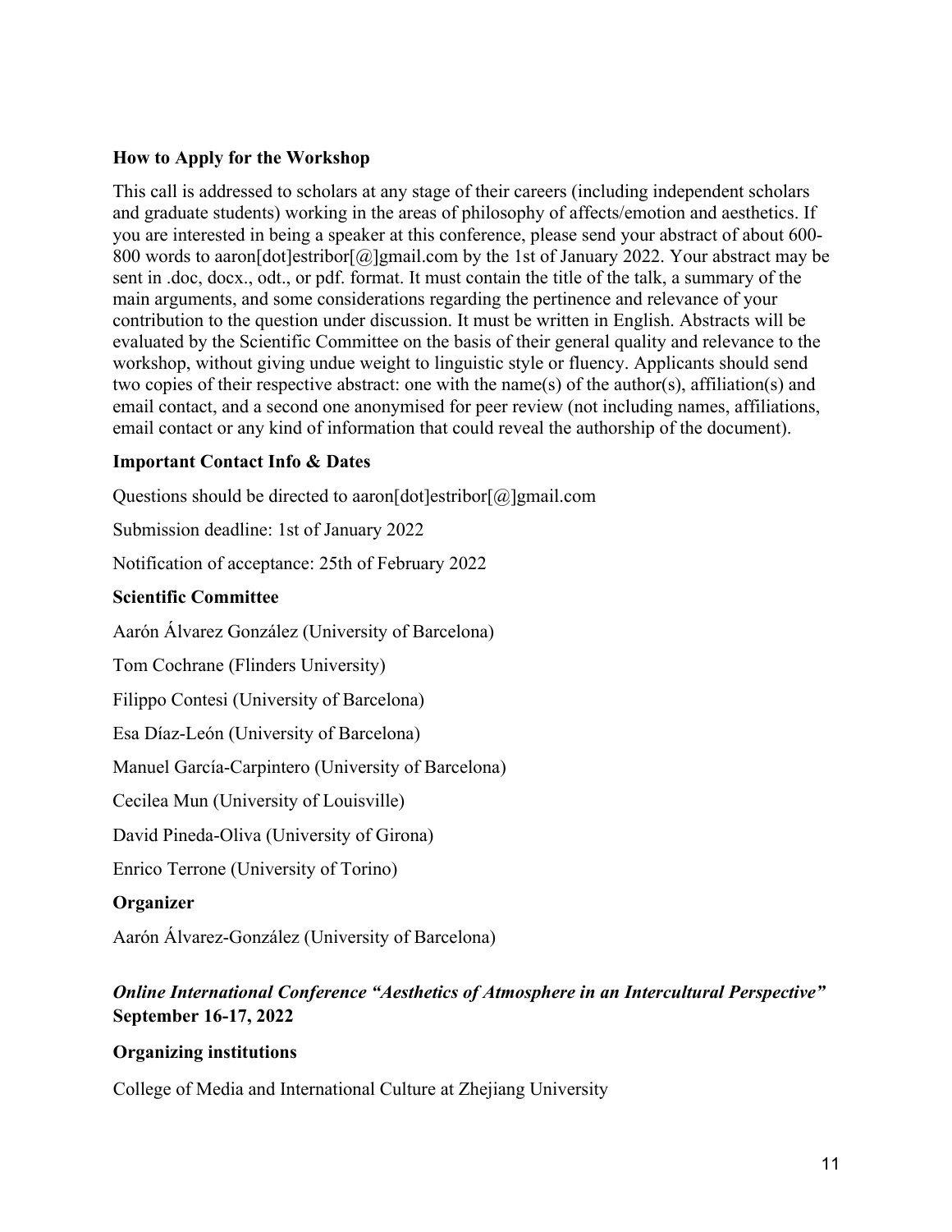### How to Apply for the Workshop

This call is addressed to scholars at any stage of their careers (including independent scholars and graduate students) working in the areas of philosophy of affects/emotion and aesthetics. If you are interested in being a speaker at this conference, please send your abstract of about 600-800 words to aaron[dot]estribor[@]gmail.com by the 1st of January 2022. Your abstract may be sent in .doc, docx., odt., or pdf. format. It must contain the title of the talk, a summary of the main arguments, and some considerations regarding the pertinence and relevance of your contribution to the question under discussion. It must be written in English. Abstracts will be evaluated by the Scientific Committee on the basis of their general quality and relevance to the workshop, without giving undue weight to linguistic style or fluency. Applicants should send two copies of their respective abstract: one with the name(s) of the author(s), affiliation(s) and email contact, and a second one anonymised for peer review (not including names, affiliations, email contact or any kind of information that could reveal the authorship of the document).

### Important Contact Info & Dates

Questions should be directed to aaron[dot]estribor[@]gmail.com

Submission deadline: 1st of January 2022

Notification of acceptance: 25th of February 2022

### Scientific Committee

Aarón Álvarez González (University of Barcelona)

Tom Cochrane (Flinders University)

Filippo Contesi (University of Barcelona)

Esa Díaz-León (University of Barcelona)

Manuel García-Carpintero (University of Barcelona)

Cecilea Mun (University of Louisville)

David Pineda-Oliva (University of Girona)

Enrico Terrone (University of Torino)

### Organizer

Aarón Álvarez-González (University of Barcelona)

## *Online International Conference "Aesthetics of Atmosphere in an Intercultural Perspective"* **September 16-17, 2022**

### Organizing institutions

College of Media and International Culture at Zhejiang University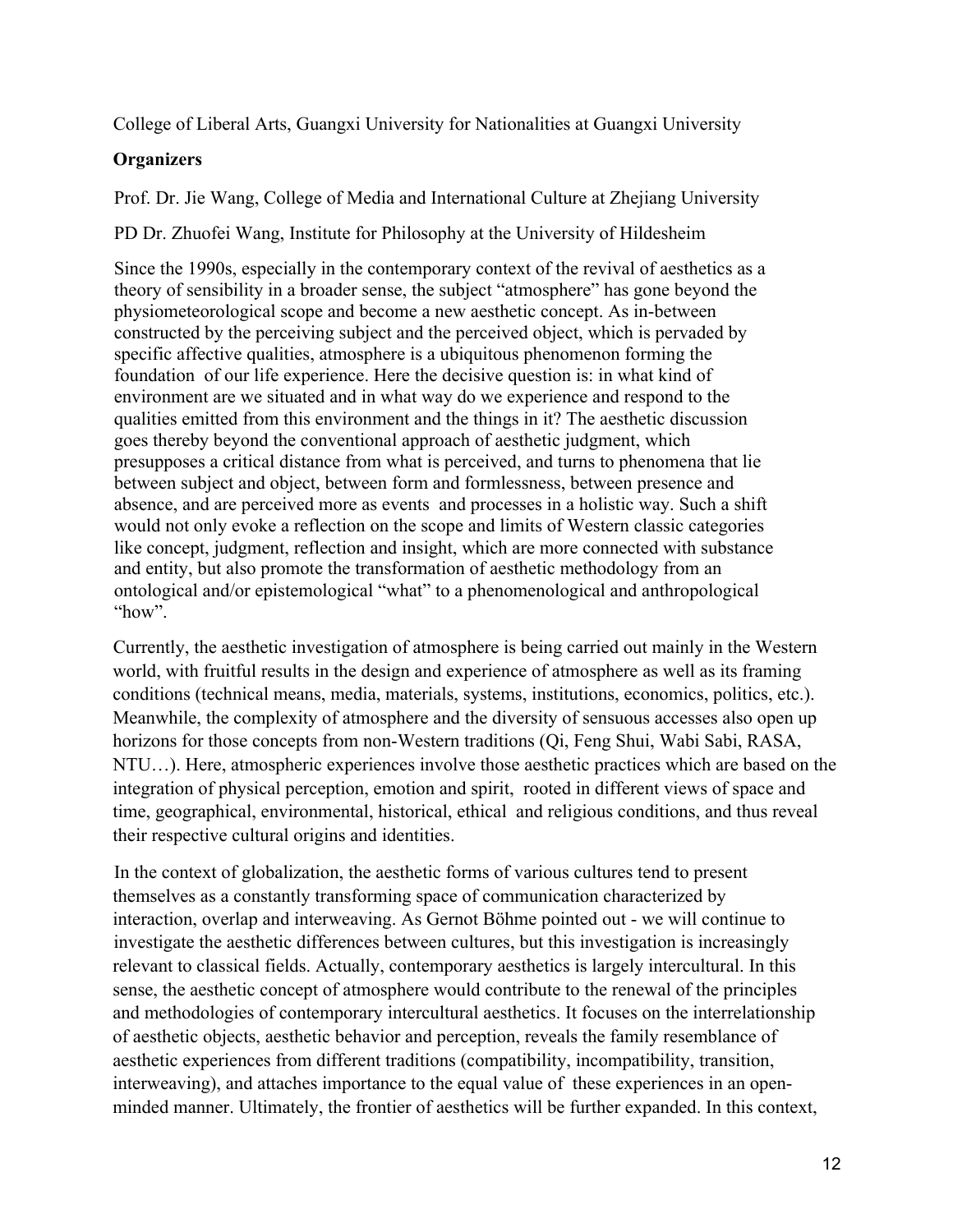College of Liberal Arts, Guangxi University for Nationalities at Guangxi University

**Organizers**

Prof. Dr. Jie Wang, College of Media and International Culture at Zhejiang University

PD Dr. Zhuofei Wang, Institute for Philosophy at the University of Hildesheim

Since the 1990s, especially in the contemporary context of the revival of aesthetics as a theory of sensibility in a broader sense, the subject "atmosphere" has gone beyond the physiometeorological scope and become a new aesthetic concept. As in-between constructed by the perceiving subject and the perceived object, which is pervaded by specific affective qualities, atmosphere is a ubiquitous phenomenon forming the foundation of our life experience. Here the decisive question is: in what kind of environment are we situated and in what way do we experience and respond to the qualities emitted from this environment and the things in it? The aesthetic discussion goes thereby beyond the conventional approach of aesthetic judgment, which presupposes a critical distance from what is perceived, and turns to phenomena that lie between subject and object, between form and formlessness, between presence and absence, and are perceived more as events and processes in a holistic way. Such a shift would not only evoke a reflection on the scope and limits of Western classic categories like concept, judgment, reflection and insight, which are more connected with substance and entity, but also promote the transformation of aesthetic methodology from an ontological and/or epistemological "what" to a phenomenological and anthropological "how".

Currently, the aesthetic investigation of atmosphere is being carried out mainly in the Western world, with fruitful results in the design and experience of atmosphere as well as its framing conditions (technical means, media, materials, systems, institutions, economics, politics, etc.). Meanwhile, the complexity of atmosphere and the diversity of sensuous accesses also open up horizons for those concepts from non-Western traditions (Qi, Feng Shui, Wabi Sabi, RASA, NTU…). Here, atmospheric experiences involve those aesthetic practices which are based on the integration of physical perception, emotion and spirit, rooted in different views of space and time, geographical, environmental, historical, ethical and religious conditions, and thus reveal their respective cultural origins and identities.

In the context of globalization, the aesthetic forms of various cultures tend to present themselves as a constantly transforming space of communication characterized by interaction, overlap and interweaving. As Gernot Böhme pointed out - we will continue to investigate the aesthetic differences between cultures, but this investigation is increasingly relevant to classical fields. Actually, contemporary aesthetics is largely intercultural. In this sense, the aesthetic concept of atmosphere would contribute to the renewal of the principles and methodologies of contemporary intercultural aesthetics. It focuses on the interrelationship of aesthetic objects, aesthetic behavior and perception, reveals the family resemblance of aesthetic experiences from different traditions (compatibility, incompatibility, transition, interweaving), and attaches importance to the equal value of these experiences in an open-minded manner. Ultimately, the frontier of aesthetics will be further expanded. In this context,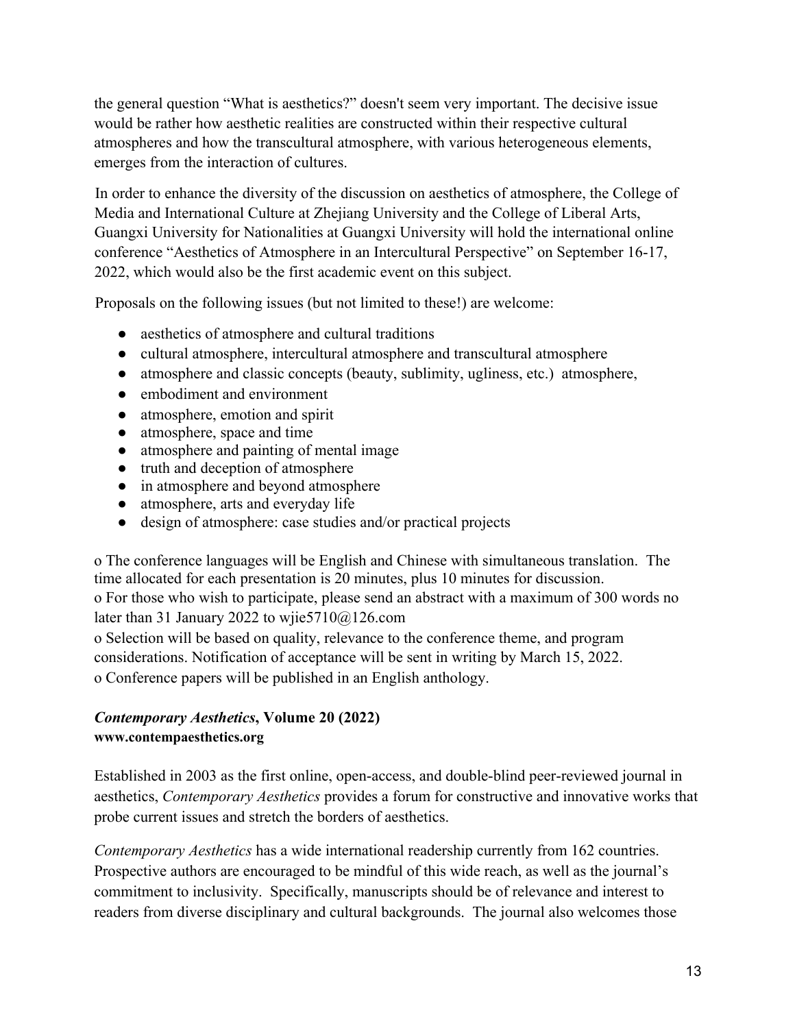the general question "What is aesthetics?" doesn't seem very important. The decisive issue would be rather how aesthetic realities are constructed within their respective cultural atmospheres and how the transcultural atmosphere, with various heterogeneous elements, emerges from the interaction of cultures.

In order to enhance the diversity of the discussion on aesthetics of atmosphere, the College of Media and International Culture at Zhejiang University and the College of Liberal Arts, Guangxi University for Nationalities at Guangxi University will hold the international online conference "Aesthetics of Atmosphere in an Intercultural Perspective" on September 16-17, 2022, which would also be the first academic event on this subject.

Proposals on the following issues (but not limited to these!) are welcome:

- aesthetics of atmosphere and cultural traditions
- cultural atmosphere, intercultural atmosphere and transcultural atmosphere
- atmosphere and classic concepts (beauty, sublimity, ugliness, etc.) atmosphere,
- embodiment and environment
- atmosphere, emotion and spirit
- atmosphere, space and time
- atmosphere and painting of mental image
- truth and deception of atmosphere
- in atmosphere and beyond atmosphere
- atmosphere, arts and everyday life
- design of atmosphere: case studies and/or practical projects

o The conference languages will be English and Chinese with simultaneous translation. The time allocated for each presentation is 20 minutes, plus 10 minutes for discussion.
o For those who wish to participate, please send an abstract with a maximum of 300 words no later than 31 January 2022 to wjie5710@126.com
o Selection will be based on quality, relevance to the conference theme, and program considerations. Notification of acceptance will be sent in writing by March 15, 2022.
o Conference papers will be published in an English anthology.

### ***Contemporary Aesthetics*, Volume 20 (2022)**
**www.contempaesthetics.org**

Established in 2003 as the first online, open-access, and double-blind peer-reviewed journal in aesthetics, *Contemporary Aesthetics* provides a forum for constructive and innovative works that probe current issues and stretch the borders of aesthetics.

*Contemporary Aesthetics* has a wide international readership currently from 162 countries. Prospective authors are encouraged to be mindful of this wide reach, as well as the journal's commitment to inclusivity. Specifically, manuscripts should be of relevance and interest to readers from diverse disciplinary and cultural backgrounds. The journal also welcomes those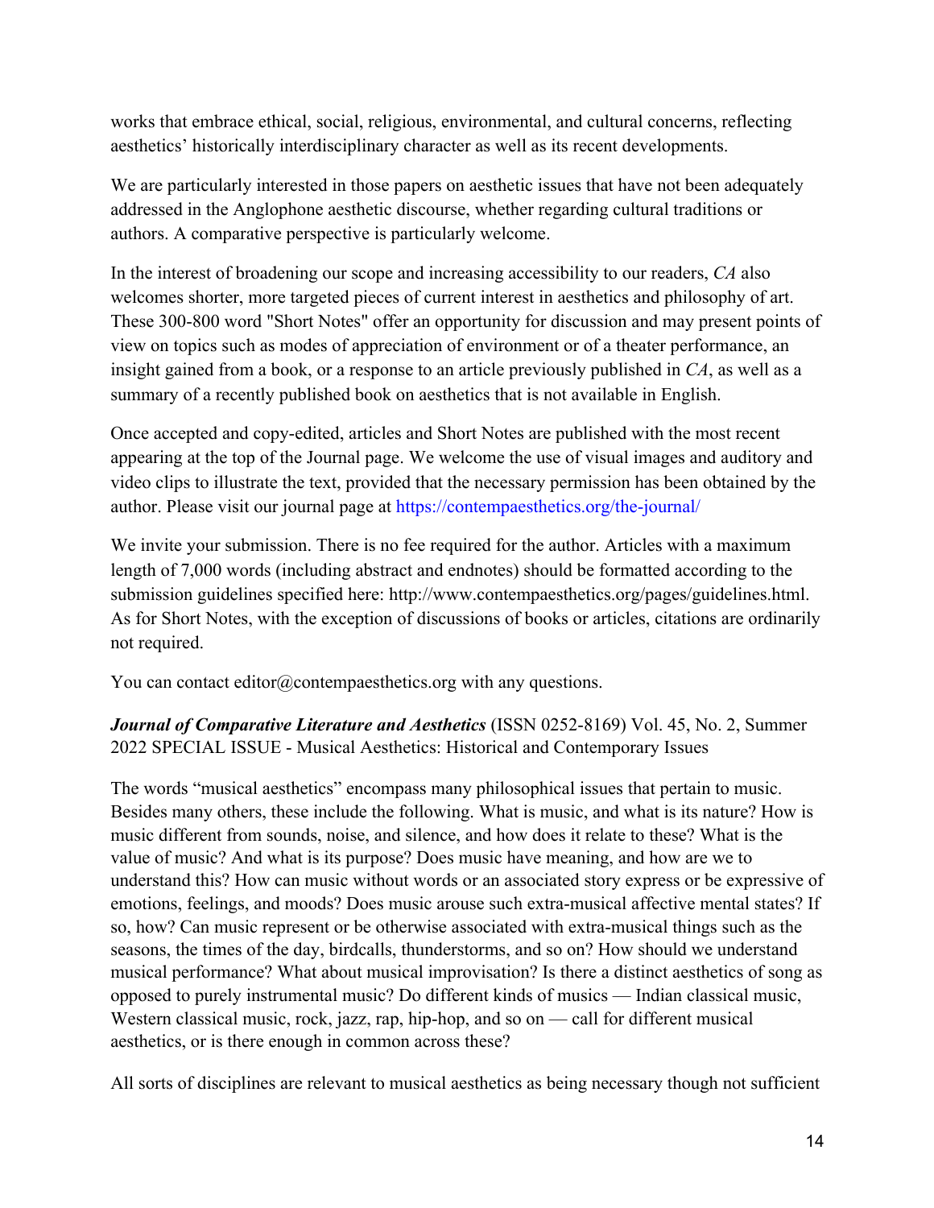works that embrace ethical, social, religious, environmental, and cultural concerns, reflecting aesthetics' historically interdisciplinary character as well as its recent developments.

We are particularly interested in those papers on aesthetic issues that have not been adequately addressed in the Anglophone aesthetic discourse, whether regarding cultural traditions or authors. A comparative perspective is particularly welcome.

In the interest of broadening our scope and increasing accessibility to our readers, *CA* also welcomes shorter, more targeted pieces of current interest in aesthetics and philosophy of art. These 300-800 word "Short Notes" offer an opportunity for discussion and may present points of view on topics such as modes of appreciation of environment or of a theater performance, an insight gained from a book, or a response to an article previously published in *CA*, as well as a summary of a recently published book on aesthetics that is not available in English.

Once accepted and copy-edited, articles and Short Notes are published with the most recent appearing at the top of the Journal page. We welcome the use of visual images and auditory and video clips to illustrate the text, provided that the necessary permission has been obtained by the author. Please visit our journal page at https://contempaesthetics.org/the-journal/

We invite your submission. There is no fee required for the author. Articles with a maximum length of 7,000 words (including abstract and endnotes) should be formatted according to the submission guidelines specified here: http://www.contempaesthetics.org/pages/guidelines.html. As for Short Notes, with the exception of discussions of books or articles, citations are ordinarily not required.

You can contact editor@contempaesthetics.org with any questions.

***Journal of Comparative Literature and Aesthetics*** (ISSN 0252-8169) Vol. 45, No. 2, Summer 2022 SPECIAL ISSUE - Musical Aesthetics: Historical and Contemporary Issues

The words "musical aesthetics" encompass many philosophical issues that pertain to music. Besides many others, these include the following. What is music, and what is its nature? How is music different from sounds, noise, and silence, and how does it relate to these? What is the value of music? And what is its purpose? Does music have meaning, and how are we to understand this? How can music without words or an associated story express or be expressive of emotions, feelings, and moods? Does music arouse such extra-musical affective mental states? If so, how? Can music represent or be otherwise associated with extra-musical things such as the seasons, the times of the day, birdcalls, thunderstorms, and so on? How should we understand musical performance? What about musical improvisation? Is there a distinct aesthetics of song as opposed to purely instrumental music? Do different kinds of musics — Indian classical music, Western classical music, rock, jazz, rap, hip-hop, and so on — call for different musical aesthetics, or is there enough in common across these?

All sorts of disciplines are relevant to musical aesthetics as being necessary though not sufficient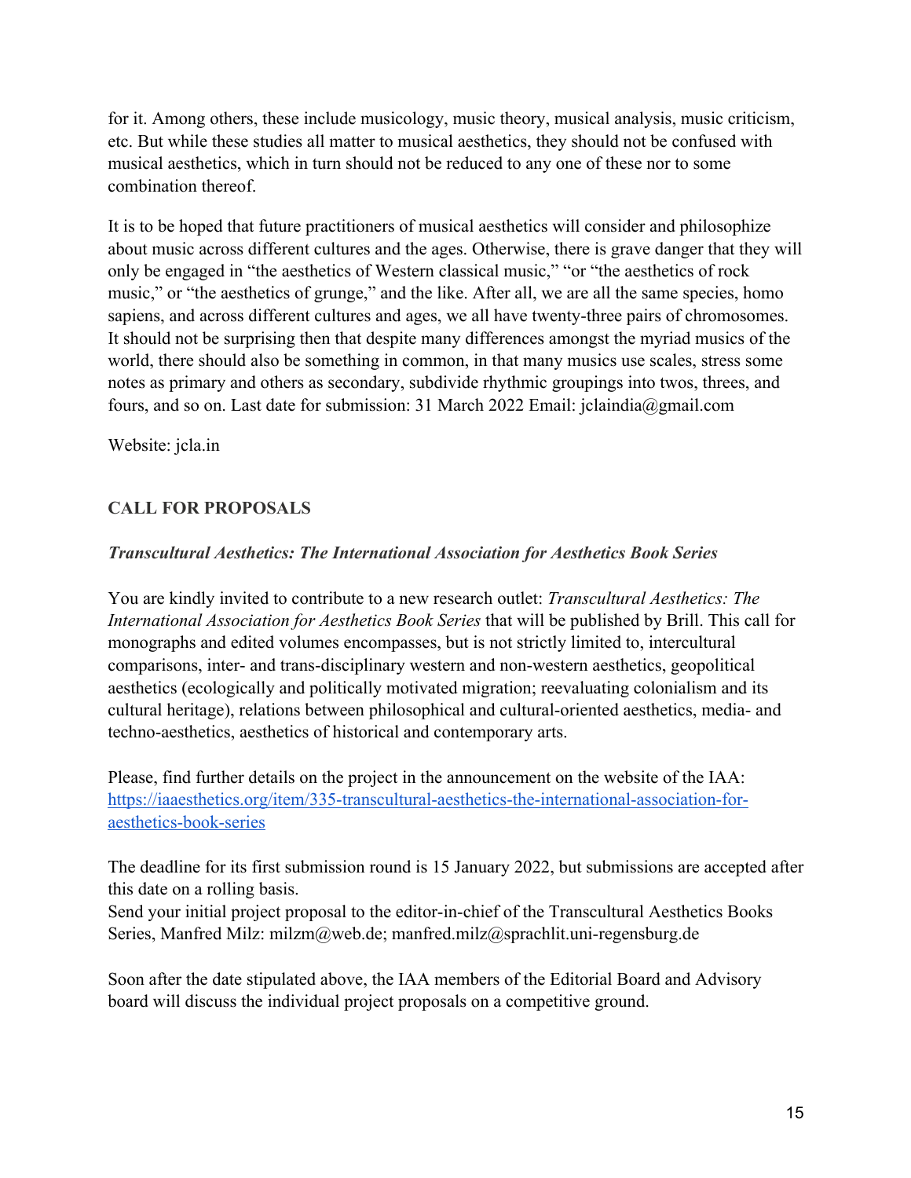for it. Among others, these include musicology, music theory, musical analysis, music criticism, etc. But while these studies all matter to musical aesthetics, they should not be confused with musical aesthetics, which in turn should not be reduced to any one of these nor to some combination thereof.

It is to be hoped that future practitioners of musical aesthetics will consider and philosophize about music across different cultures and the ages. Otherwise, there is grave danger that they will only be engaged in "the aesthetics of Western classical music," "or "the aesthetics of rock music," or "the aesthetics of grunge," and the like. After all, we are all the same species, homo sapiens, and across different cultures and ages, we all have twenty-three pairs of chromosomes. It should not be surprising then that despite many differences amongst the myriad musics of the world, there should also be something in common, in that many musics use scales, stress some notes as primary and others as secondary, subdivide rhythmic groupings into twos, threes, and fours, and so on. Last date for submission: 31 March 2022 Email: jclaindia@gmail.com

Website: jcla.in

## CALL FOR PROPOSALS

***Transcultural Aesthetics: The International Association for Aesthetics Book Series***

You are kindly invited to contribute to a new research outlet: *Transcultural Aesthetics: The International Association for Aesthetics Book Series* that will be published by Brill. This call for monographs and edited volumes encompasses, but is not strictly limited to, intercultural comparisons, inter- and trans-disciplinary western and non-western aesthetics, geopolitical aesthetics (ecologically and politically motivated migration; reevaluating colonialism and its cultural heritage), relations between philosophical and cultural-oriented aesthetics, media- and techno-aesthetics, aesthetics of historical and contemporary arts.

Please, find further details on the project in the announcement on the website of the IAA: [https://iaaesthetics.org/item/335-transcultural-aesthetics-the-international-association-for-aesthetics-book-series](https://iaaesthetics.org/item/335-transcultural-aesthetics-the-international-association-for-aesthetics-book-series)

The deadline for its first submission round is 15 January 2022, but submissions are accepted after this date on a rolling basis.
Send your initial project proposal to the editor-in-chief of the Transcultural Aesthetics Books Series, Manfred Milz: milzm@web.de; manfred.milz@sprachlit.uni-regensburg.de

Soon after the date stipulated above, the IAA members of the Editorial Board and Advisory board will discuss the individual project proposals on a competitive ground.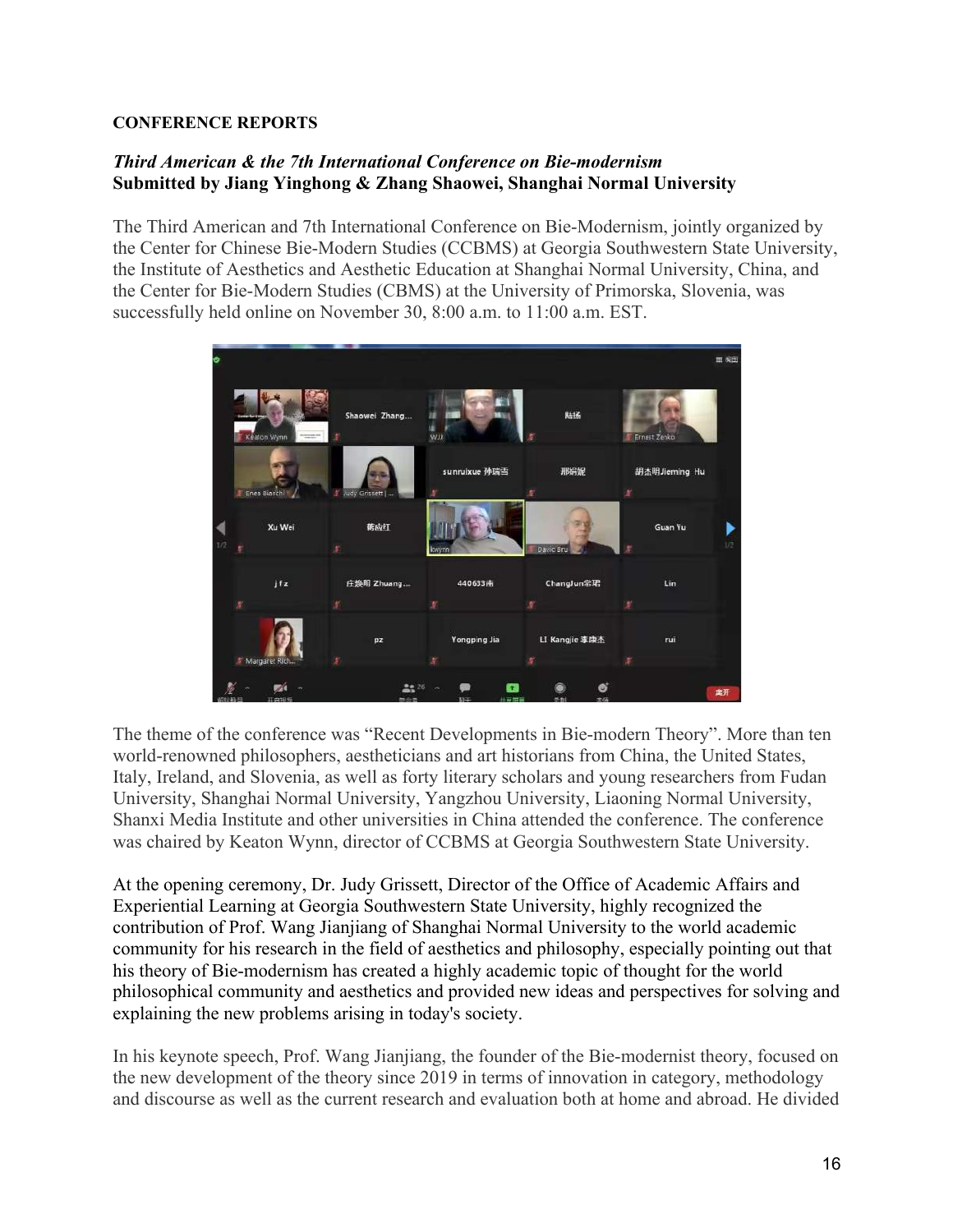**CONFERENCE REPORTS**

***Third American & the 7th International Conference on Bie-modernism***
**Submitted by Jiang Yinghong & Zhang Shaowei, Shanghai Normal University**

The Third American and 7th International Conference on Bie-Modernism, jointly organized by the Center for Chinese Bie-Modern Studies (CCBMS) at Georgia Southwestern State University, the Institute of Aesthetics and Aesthetic Education at Shanghai Normal University, China, and the Center for Bie-Modern Studies (CBMS) at the University of Primorska, Slovenia, was successfully held online on November 30, 8:00 a.m. to 11:00 a.m. EST.

The theme of the conference was "Recent Developments in Bie-modern Theory". More than ten world-renowned philosophers, aestheticians and art historians from China, the United States, Italy, Ireland, and Slovenia, as well as forty literary scholars and young researchers from Fudan University, Shanghai Normal University, Yangzhou University, Liaoning Normal University, Shanxi Media Institute and other universities in China attended the conference. The conference was chaired by Keaton Wynn, director of CCBMS at Georgia Southwestern State University.

At the opening ceremony, Dr. Judy Grissett, Director of the Office of Academic Affairs and Experiential Learning at Georgia Southwestern State University, highly recognized the contribution of Prof. Wang Jianjiang of Shanghai Normal University to the world academic community for his research in the field of aesthetics and philosophy, especially pointing out that his theory of Bie-modernism has created a highly academic topic of thought for the world philosophical community and aesthetics and provided new ideas and perspectives for solving and explaining the new problems arising in today's society.

In his keynote speech, Prof. Wang Jianjiang, the founder of the Bie-modernist theory, focused on the new development of the theory since 2019 in terms of innovation in category, methodology and discourse as well as the current research and evaluation both at home and abroad. He divided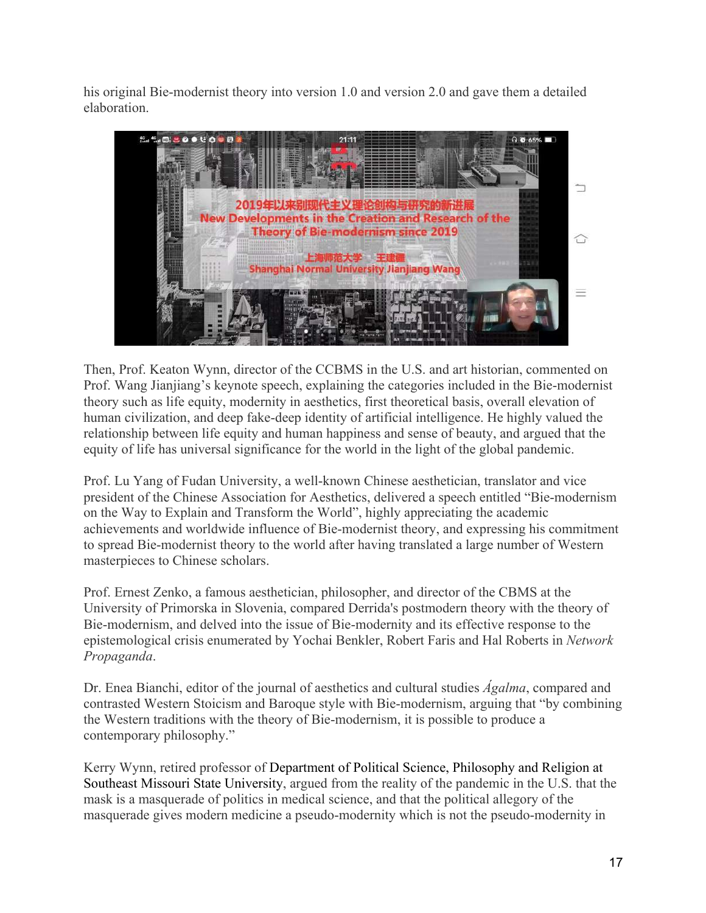his original Bie-modernist theory into version 1.0 and version 2.0 and gave them a detailed elaboration.

Then, Prof. Keaton Wynn, director of the CCBMS in the U.S. and art historian, commented on Prof. Wang Jianjiang's keynote speech, explaining the categories included in the Bie-modernist theory such as life equity, modernity in aesthetics, first theoretical basis, overall elevation of human civilization, and deep fake-deep identity of artificial intelligence. He highly valued the relationship between life equity and human happiness and sense of beauty, and argued that the equity of life has universal significance for the world in the light of the global pandemic.

Prof. Lu Yang of Fudan University, a well-known Chinese aesthetician, translator and vice president of the Chinese Association for Aesthetics, delivered a speech entitled "Bie-modernism on the Way to Explain and Transform the World", highly appreciating the academic achievements and worldwide influence of Bie-modernist theory, and expressing his commitment to spread Bie-modernist theory to the world after having translated a large number of Western masterpieces to Chinese scholars.

Prof. Ernest Zenko, a famous aesthetician, philosopher, and director of the CBMS at the University of Primorska in Slovenia, compared Derrida's postmodern theory with the theory of Bie-modernism, and delved into the issue of Bie-modernity and its effective response to the epistemological crisis enumerated by Yochai Benkler, Robert Faris and Hal Roberts in *Network Propaganda*.

Dr. Enea Bianchi, editor of the journal of aesthetics and cultural studies *Ágalma*, compared and contrasted Western Stoicism and Baroque style with Bie-modernism, arguing that "by combining the Western traditions with the theory of Bie-modernism, it is possible to produce a contemporary philosophy."

Kerry Wynn, retired professor of Department of Political Science, Philosophy and Religion at Southeast Missouri State University, argued from the reality of the pandemic in the U.S. that the mask is a masquerade of politics in medical science, and that the political allegory of the masquerade gives modern medicine a pseudo-modernity which is not the pseudo-modernity in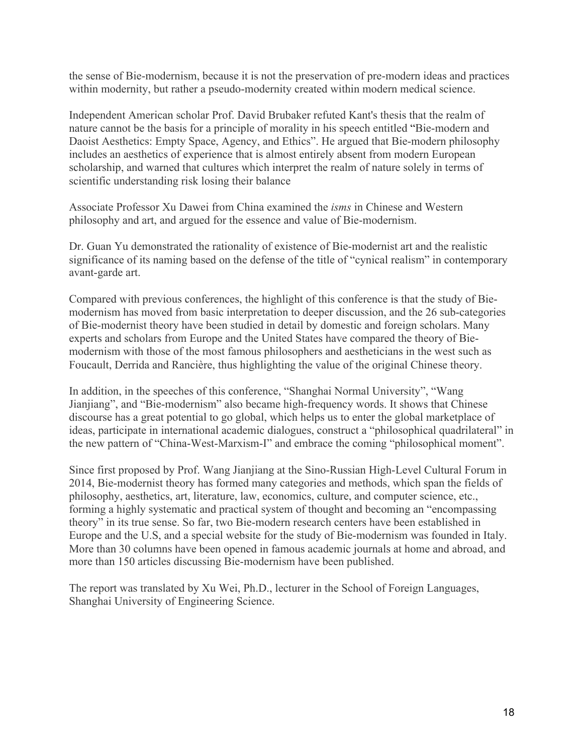the sense of Bie-modernism, because it is not the preservation of pre-modern ideas and practices within modernity, but rather a pseudo-modernity created within modern medical science.

Independent American scholar Prof. David Brubaker refuted Kant's thesis that the realm of nature cannot be the basis for a principle of morality in his speech entitled "Bie-modern and Daoist Aesthetics: Empty Space, Agency, and Ethics". He argued that Bie-modern philosophy includes an aesthetics of experience that is almost entirely absent from modern European scholarship, and warned that cultures which interpret the realm of nature solely in terms of scientific understanding risk losing their balance

Associate Professor Xu Dawei from China examined the *isms* in Chinese and Western philosophy and art, and argued for the essence and value of Bie-modernism.

Dr. Guan Yu demonstrated the rationality of existence of Bie-modernist art and the realistic significance of its naming based on the defense of the title of "cynical realism" in contemporary avant-garde art.

Compared with previous conferences, the highlight of this conference is that the study of Bie-modernism has moved from basic interpretation to deeper discussion, and the 26 sub-categories of Bie-modernist theory have been studied in detail by domestic and foreign scholars. Many experts and scholars from Europe and the United States have compared the theory of Bie-modernism with those of the most famous philosophers and aestheticians in the west such as Foucault, Derrida and Rancière, thus highlighting the value of the original Chinese theory.

In addition, in the speeches of this conference, "Shanghai Normal University", "Wang Jianjiang", and "Bie-modernism" also became high-frequency words. It shows that Chinese discourse has a great potential to go global, which helps us to enter the global marketplace of ideas, participate in international academic dialogues, construct a "philosophical quadrilateral" in the new pattern of "China-West-Marxism-I" and embrace the coming "philosophical moment".

Since first proposed by Prof. Wang Jianjiang at the Sino-Russian High-Level Cultural Forum in 2014, Bie-modernist theory has formed many categories and methods, which span the fields of philosophy, aesthetics, art, literature, law, economics, culture, and computer science, etc., forming a highly systematic and practical system of thought and becoming an "encompassing theory" in its true sense. So far, two Bie-modern research centers have been established in Europe and the U.S, and a special website for the study of Bie-modernism was founded in Italy. More than 30 columns have been opened in famous academic journals at home and abroad, and more than 150 articles discussing Bie-modernism have been published.

The report was translated by Xu Wei, Ph.D., lecturer in the School of Foreign Languages, Shanghai University of Engineering Science.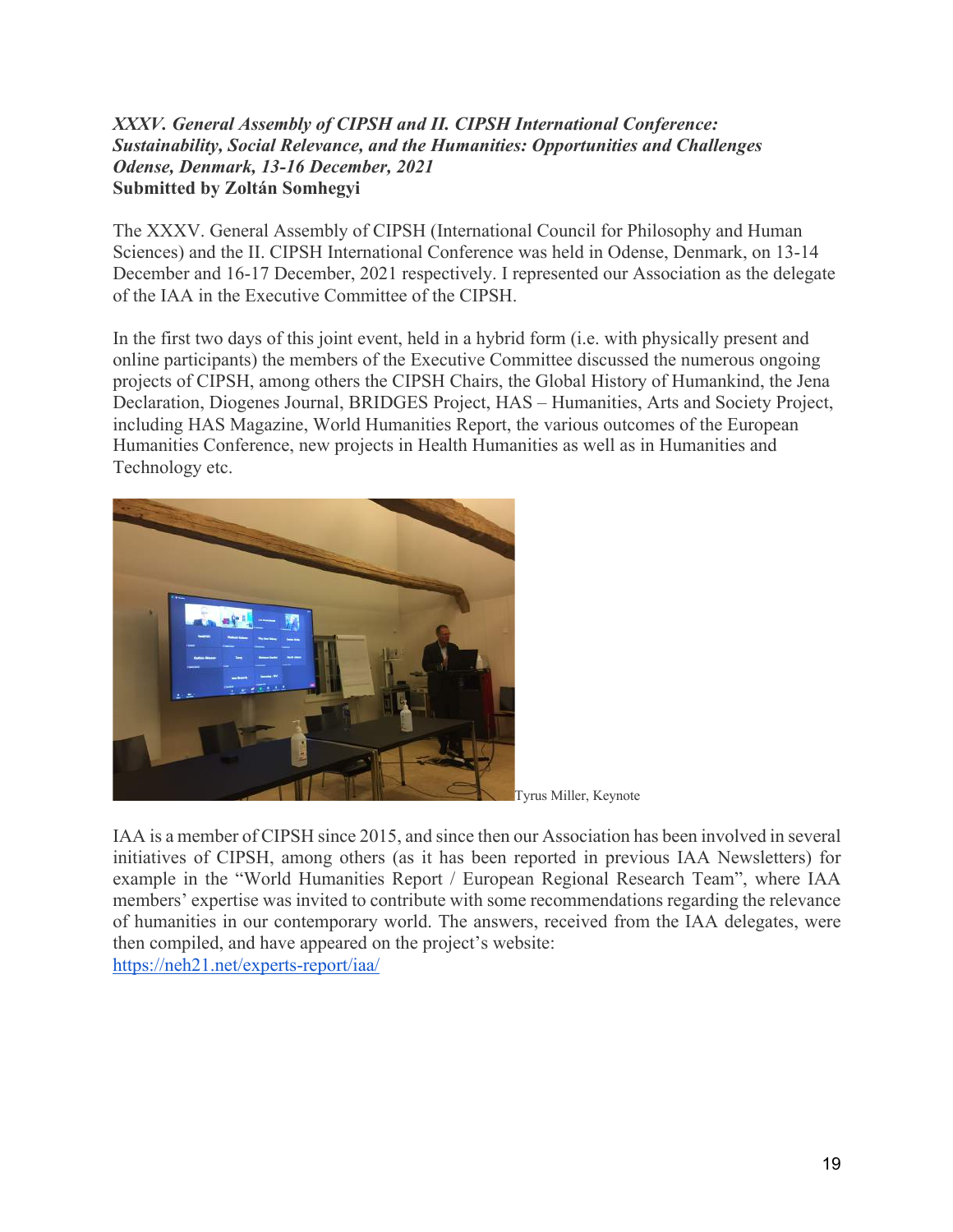***XXXV. General Assembly of CIPSH and II. CIPSH International Conference: Sustainability, Social Relevance, and the Humanities: Opportunities and Challenges Odense, Denmark, 13-16 December, 2021***
**Submitted by Zoltán Somhegyi**

The XXXV. General Assembly of CIPSH (International Council for Philosophy and Human Sciences) and the II. CIPSH International Conference was held in Odense, Denmark, on 13-14 December and 16-17 December, 2021 respectively. I represented our Association as the delegate of the IAA in the Executive Committee of the CIPSH.

In the first two days of this joint event, held in a hybrid form (i.e. with physically present and online participants) the members of the Executive Committee discussed the numerous ongoing projects of CIPSH, among others the CIPSH Chairs, the Global History of Humankind, the Jena Declaration, Diogenes Journal, BRIDGES Project, HAS – Humanities, Arts and Society Project, including HAS Magazine, World Humanities Report, the various outcomes of the European Humanities Conference, new projects in Health Humanities as well as in Humanities and Technology etc.

Tyrus Miller, Keynote

IAA is a member of CIPSH since 2015, and since then our Association has been involved in several initiatives of CIPSH, among others (as it has been reported in previous IAA Newsletters) for example in the "World Humanities Report / European Regional Research Team", where IAA members' expertise was invited to contribute with some recommendations regarding the relevance of humanities in our contemporary world. The answers, received from the IAA delegates, were then compiled, and have appeared on the project's website:
https://neh21.net/experts-report/iaa/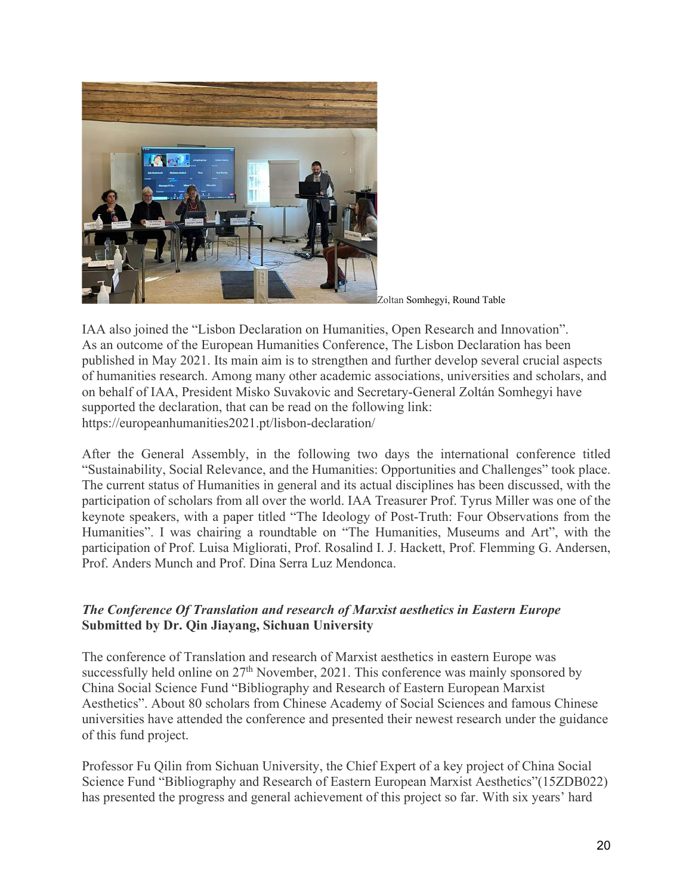Zoltan Somhegyi, Round Table

IAA also joined the "Lisbon Declaration on Humanities, Open Research and Innovation". As an outcome of the European Humanities Conference, The Lisbon Declaration has been published in May 2021. Its main aim is to strengthen and further develop several crucial aspects of humanities research. Among many other academic associations, universities and scholars, and on behalf of IAA, President Misko Suvakovic and Secretary-General Zoltán Somhegyi have supported the declaration, that can be read on the following link: https://europeanhumanities2021.pt/lisbon-declaration/

After the General Assembly, in the following two days the international conference titled "Sustainability, Social Relevance, and the Humanities: Opportunities and Challenges" took place. The current status of Humanities in general and its actual disciplines has been discussed, with the participation of scholars from all over the world. IAA Treasurer Prof. Tyrus Miller was one of the keynote speakers, with a paper titled "The Ideology of Post-Truth: Four Observations from the Humanities". I was chairing a roundtable on "The Humanities, Museums and Art", with the participation of Prof. Luisa Migliorati, Prof. Rosalind I. J. Hackett, Prof. Flemming G. Andersen, Prof. Anders Munch and Prof. Dina Serra Luz Mendonca.

***The Conference Of Translation and research of Marxist aesthetics in Eastern Europe***
**Submitted by Dr. Qin Jiayang, Sichuan University**

The conference of Translation and research of Marxist aesthetics in eastern Europe was successfully held online on 27th November, 2021. This conference was mainly sponsored by China Social Science Fund "Bibliography and Research of Eastern European Marxist Aesthetics". About 80 scholars from Chinese Academy of Social Sciences and famous Chinese universities have attended the conference and presented their newest research under the guidance of this fund project.

Professor Fu Qilin from Sichuan University, the Chief Expert of a key project of China Social Science Fund "Bibliography and Research of Eastern European Marxist Aesthetics"(15ZDB022) has presented the progress and general achievement of this project so far. With six years' hard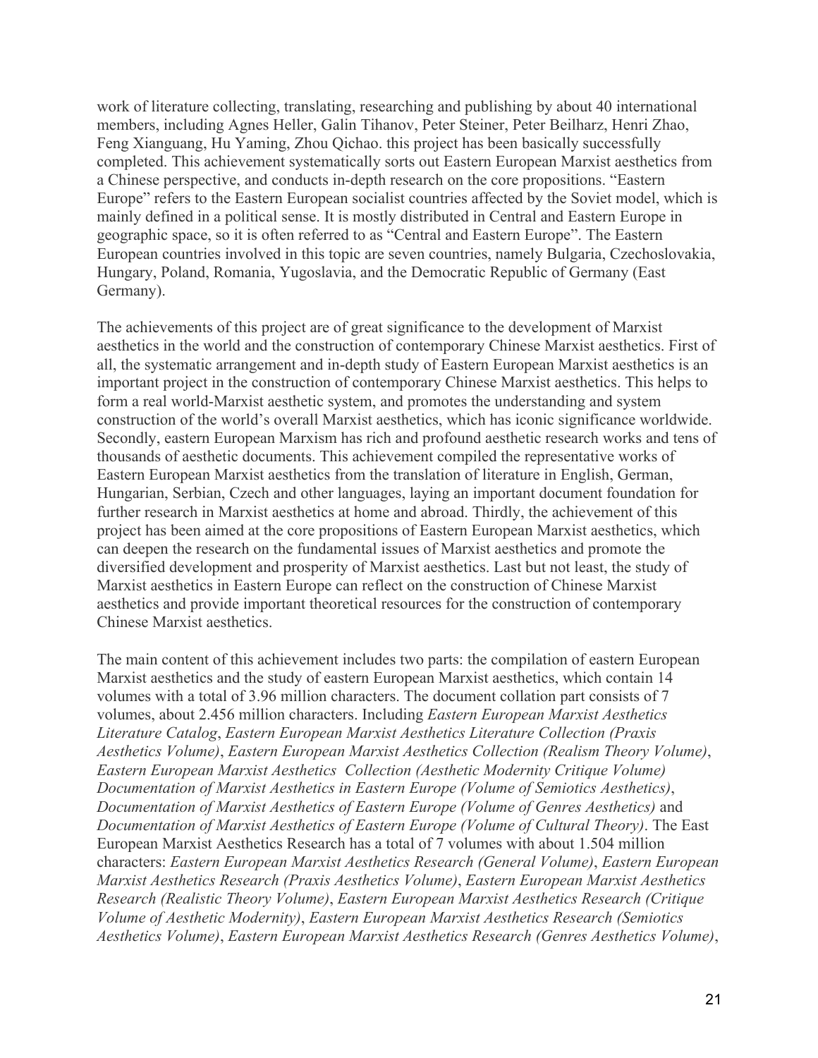work of literature collecting, translating, researching and publishing by about 40 international members, including Agnes Heller, Galin Tihanov, Peter Steiner, Peter Beilharz, Henri Zhao, Feng Xianguang, Hu Yaming, Zhou Qichao. this project has been basically successfully completed. This achievement systematically sorts out Eastern European Marxist aesthetics from a Chinese perspective, and conducts in-depth research on the core propositions. "Eastern Europe" refers to the Eastern European socialist countries affected by the Soviet model, which is mainly defined in a political sense. It is mostly distributed in Central and Eastern Europe in geographic space, so it is often referred to as "Central and Eastern Europe". The Eastern European countries involved in this topic are seven countries, namely Bulgaria, Czechoslovakia, Hungary, Poland, Romania, Yugoslavia, and the Democratic Republic of Germany (East Germany).

The achievements of this project are of great significance to the development of Marxist aesthetics in the world and the construction of contemporary Chinese Marxist aesthetics. First of all, the systematic arrangement and in-depth study of Eastern European Marxist aesthetics is an important project in the construction of contemporary Chinese Marxist aesthetics. This helps to form a real world-Marxist aesthetic system, and promotes the understanding and system construction of the world's overall Marxist aesthetics, which has iconic significance worldwide. Secondly, eastern European Marxism has rich and profound aesthetic research works and tens of thousands of aesthetic documents. This achievement compiled the representative works of Eastern European Marxist aesthetics from the translation of literature in English, German, Hungarian, Serbian, Czech and other languages, laying an important document foundation for further research in Marxist aesthetics at home and abroad. Thirdly, the achievement of this project has been aimed at the core propositions of Eastern European Marxist aesthetics, which can deepen the research on the fundamental issues of Marxist aesthetics and promote the diversified development and prosperity of Marxist aesthetics. Last but not least, the study of Marxist aesthetics in Eastern Europe can reflect on the construction of Chinese Marxist aesthetics and provide important theoretical resources for the construction of contemporary Chinese Marxist aesthetics.

The main content of this achievement includes two parts: the compilation of eastern European Marxist aesthetics and the study of eastern European Marxist aesthetics, which contain 14 volumes with a total of 3.96 million characters. The document collation part consists of 7 volumes, about 2.456 million characters. Including *Eastern European Marxist Aesthetics Literature Catalog*, *Eastern European Marxist Aesthetics Literature Collection (Praxis Aesthetics Volume)*, *Eastern European Marxist Aesthetics Collection (Realism Theory Volume)*, *Eastern European Marxist Aesthetics Collection (Aesthetic Modernity Critique Volume)* *Documentation of Marxist Aesthetics in Eastern Europe (Volume of Semiotics Aesthetics)*, *Documentation of Marxist Aesthetics of Eastern Europe (Volume of Genres Aesthetics)* and *Documentation of Marxist Aesthetics of Eastern Europe (Volume of Cultural Theory)*. The East European Marxist Aesthetics Research has a total of 7 volumes with about 1.504 million characters: *Eastern European Marxist Aesthetics Research (General Volume)*, *Eastern European Marxist Aesthetics Research (Praxis Aesthetics Volume)*, *Eastern European Marxist Aesthetics Research (Realistic Theory Volume)*, *Eastern European Marxist Aesthetics Research (Critique Volume of Aesthetic Modernity)*, *Eastern European Marxist Aesthetics Research (Semiotics Aesthetics Volume)*, *Eastern European Marxist Aesthetics Research (Genres Aesthetics Volume)*,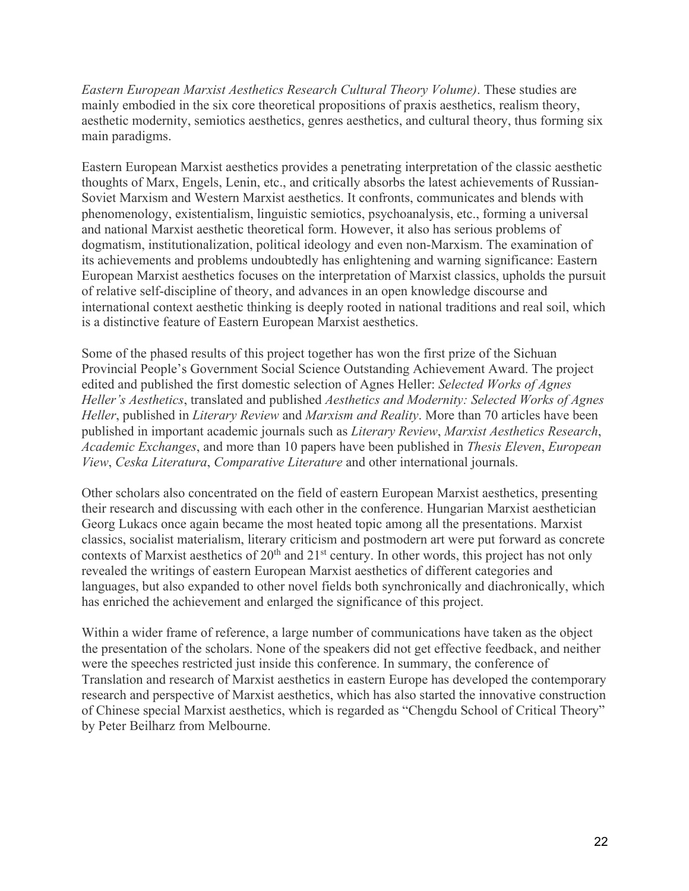*Eastern European Marxist Aesthetics Research Cultural Theory Volume)*. These studies are mainly embodied in the six core theoretical propositions of praxis aesthetics, realism theory, aesthetic modernity, semiotics aesthetics, genres aesthetics, and cultural theory, thus forming six main paradigms.

Eastern European Marxist aesthetics provides a penetrating interpretation of the classic aesthetic thoughts of Marx, Engels, Lenin, etc., and critically absorbs the latest achievements of Russian-Soviet Marxism and Western Marxist aesthetics. It confronts, communicates and blends with phenomenology, existentialism, linguistic semiotics, psychoanalysis, etc., forming a universal and national Marxist aesthetic theoretical form. However, it also has serious problems of dogmatism, institutionalization, political ideology and even non-Marxism. The examination of its achievements and problems undoubtedly has enlightening and warning significance: Eastern European Marxist aesthetics focuses on the interpretation of Marxist classics, upholds the pursuit of relative self-discipline of theory, and advances in an open knowledge discourse and international context aesthetic thinking is deeply rooted in national traditions and real soil, which is a distinctive feature of Eastern European Marxist aesthetics.

Some of the phased results of this project together has won the first prize of the Sichuan Provincial People's Government Social Science Outstanding Achievement Award. The project edited and published the first domestic selection of Agnes Heller: *Selected Works of Agnes Heller's Aesthetics*, translated and published *Aesthetics and Modernity: Selected Works of Agnes Heller*, published in *Literary Review* and *Marxism and Reality*. More than 70 articles have been published in important academic journals such as *Literary Review*, *Marxist Aesthetics Research*, *Academic Exchanges*, and more than 10 papers have been published in *Thesis Eleven*, *European View*, *Ceska Literatura*, *Comparative Literature* and other international journals.

Other scholars also concentrated on the field of eastern European Marxist aesthetics, presenting their research and discussing with each other in the conference. Hungarian Marxist aesthetician Georg Lukacs once again became the most heated topic among all the presentations. Marxist classics, socialist materialism, literary criticism and postmodern art were put forward as concrete contexts of Marxist aesthetics of 20th and 21st century. In other words, this project has not only revealed the writings of eastern European Marxist aesthetics of different categories and languages, but also expanded to other novel fields both synchronically and diachronically, which has enriched the achievement and enlarged the significance of this project.

Within a wider frame of reference, a large number of communications have taken as the object the presentation of the scholars. None of the speakers did not get effective feedback, and neither were the speeches restricted just inside this conference. In summary, the conference of Translation and research of Marxist aesthetics in eastern Europe has developed the contemporary research and perspective of Marxist aesthetics, which has also started the innovative construction of Chinese special Marxist aesthetics, which is regarded as "Chengdu School of Critical Theory" by Peter Beilharz from Melbourne.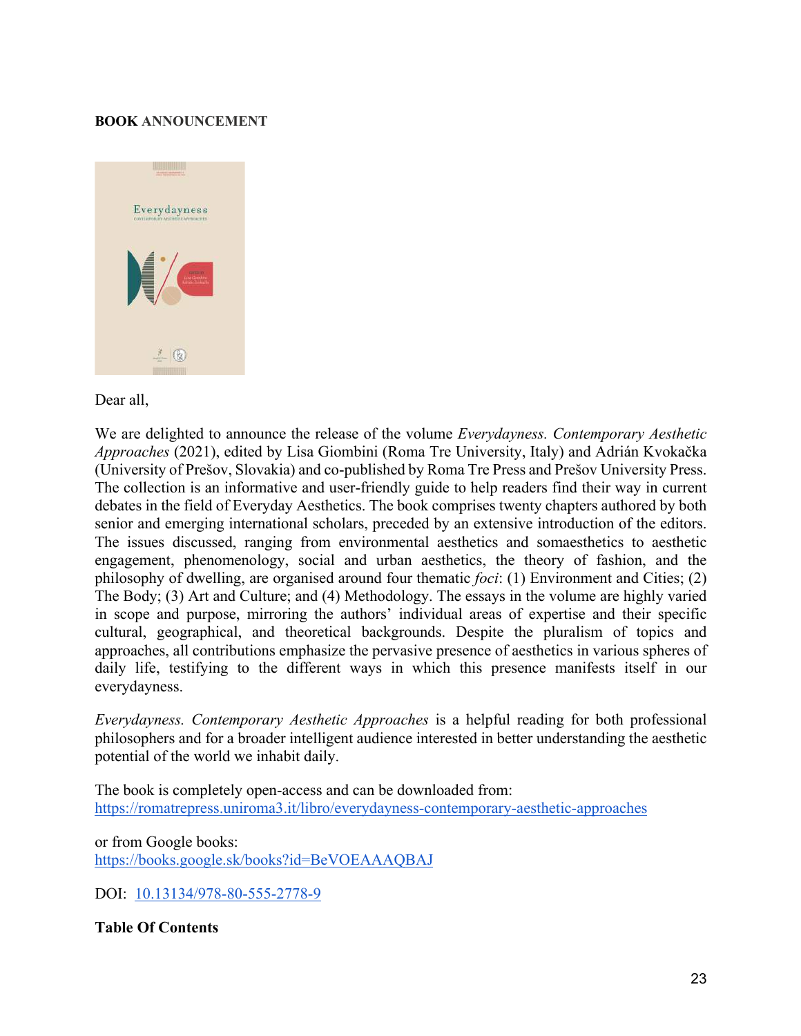**BOOK ANNOUNCEMENT**

Dear all,

We are delighted to announce the release of the volume *Everydayness. Contemporary Aesthetic Approaches* (2021), edited by Lisa Giombini (Roma Tre University, Italy) and Adrián Kvokačka (University of Prešov, Slovakia) and co-published by Roma Tre Press and Prešov University Press. The collection is an informative and user-friendly guide to help readers find their way in current debates in the field of Everyday Aesthetics. The book comprises twenty chapters authored by both senior and emerging international scholars, preceded by an extensive introduction of the editors. The issues discussed, ranging from environmental aesthetics and somaesthetics to aesthetic engagement, phenomenology, social and urban aesthetics, the theory of fashion, and the philosophy of dwelling, are organised around four thematic *foci*: (1) Environment and Cities; (2) The Body; (3) Art and Culture; and (4) Methodology. The essays in the volume are highly varied in scope and purpose, mirroring the authors' individual areas of expertise and their specific cultural, geographical, and theoretical backgrounds. Despite the pluralism of topics and approaches, all contributions emphasize the pervasive presence of aesthetics in various spheres of daily life, testifying to the different ways in which this presence manifests itself in our everydayness.

*Everydayness. Contemporary Aesthetic Approaches* is a helpful reading for both professional philosophers and for a broader intelligent audience interested in better understanding the aesthetic potential of the world we inhabit daily.

The book is completely open-access and can be downloaded from:
https://romatrepress.uniroma3.it/libro/everydayness-contemporary-aesthetic-approaches

or from Google books:
https://books.google.sk/books?id=BeVOEAAAQBAJ

DOI: 10.13134/978-80-555-2778-9

**Table Of Contents**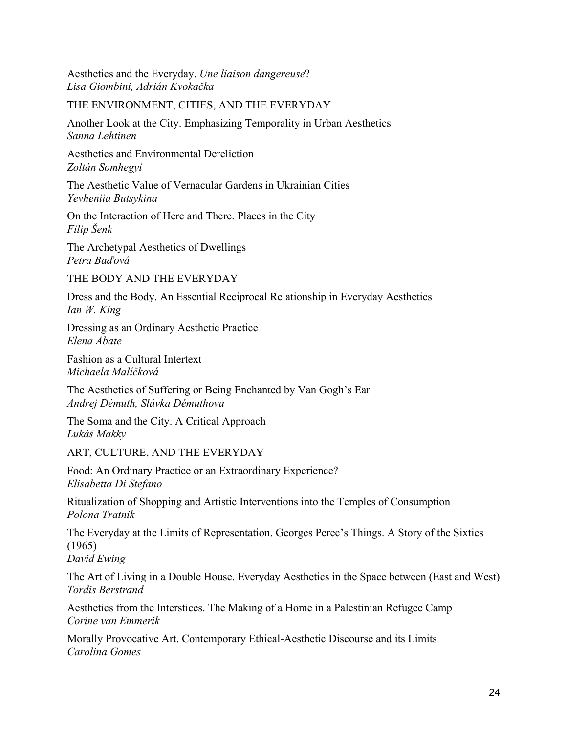Aesthetics and the Everyday. *Une liaison dangereuse*?
*Lisa Giombini, Adrián Kvokačka*

## THE ENVIRONMENT, CITIES, AND THE EVERYDAY

Another Look at the City. Emphasizing Temporality in Urban Aesthetics
*Sanna Lehtinen*

Aesthetics and Environmental Dereliction
*Zoltán Somhegyi*

The Aesthetic Value of Vernacular Gardens in Ukrainian Cities
*Yevheniia Butsykina*

On the Interaction of Here and There. Places in the City
*Filip Šenk*

The Archetypal Aesthetics of Dwellings
*Petra Baďová*

## THE BODY AND THE EVERYDAY

Dress and the Body. An Essential Reciprocal Relationship in Everyday Aesthetics
*Ian W. King*

Dressing as an Ordinary Aesthetic Practice
*Elena Abate*

Fashion as a Cultural Intertext
*Michaela Malíčková*

The Aesthetics of Suffering or Being Enchanted by Van Gogh's Ear
*Andrej Démuth, Slávka Démuthova*

The Soma and the City. A Critical Approach
*Lukáš Makky*

## ART, CULTURE, AND THE EVERYDAY

Food: An Ordinary Practice or an Extraordinary Experience?
*Elisabetta Di Stefano*

Ritualization of Shopping and Artistic Interventions into the Temples of Consumption
*Polona Tratnik*

The Everyday at the Limits of Representation. Georges Perec's Things. A Story of the Sixties (1965)
*David Ewing*

The Art of Living in a Double House. Everyday Aesthetics in the Space between (East and West)
*Tordis Berstrand*

Aesthetics from the Interstices. The Making of a Home in a Palestinian Refugee Camp
*Corine van Emmerik*

Morally Provocative Art. Contemporary Ethical-Aesthetic Discourse and its Limits
*Carolina Gomes*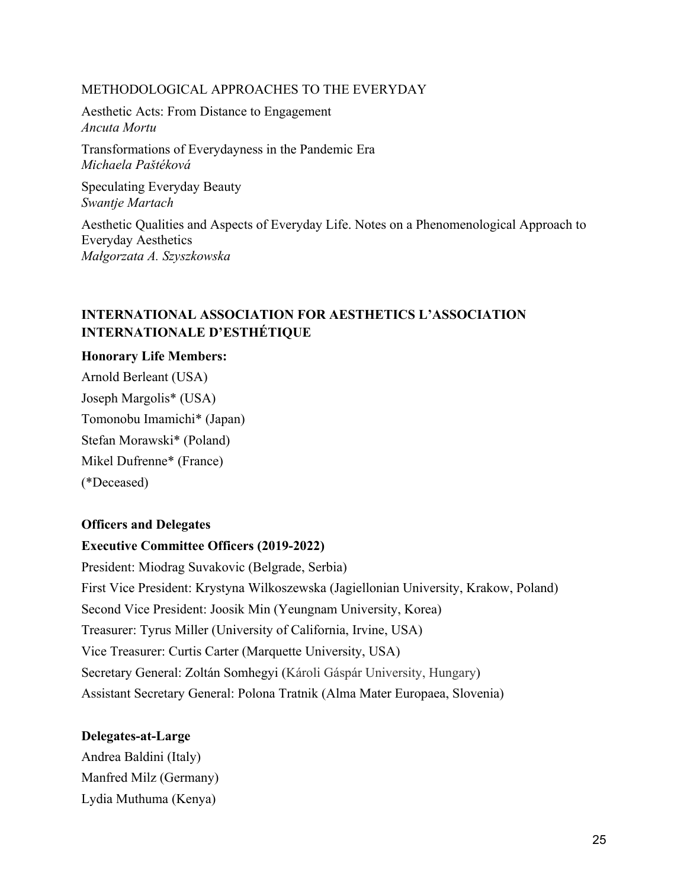METHODOLOGICAL APPROACHES TO THE EVERYDAY

Aesthetic Acts: From Distance to Engagement
*Ancuta Mortu*

Transformations of Everydayness in the Pandemic Era
*Michaela Paštéková*

Speculating Everyday Beauty
*Swantje Martach*

Aesthetic Qualities and Aspects of Everyday Life. Notes on a Phenomenological Approach to Everyday Aesthetics
*Małgorzata A. Szyszkowska*

## INTERNATIONAL ASSOCIATION FOR AESTHETICS L'ASSOCIATION INTERNATIONALE D'ESTHÉTIQUE

**Honorary Life Members:**

Arnold Berleant (USA)
Joseph Margolis* (USA)
Tomonobu Imamichi* (Japan)
Stefan Morawski* (Poland)
Mikel Dufrenne* (France)
(*Deceased)

**Officers and Delegates**

**Executive Committee Officers (2019-2022)**

President: Miodrag Suvakovic (Belgrade, Serbia)
First Vice President: Krystyna Wilkoszewska (Jagiellonian University, Krakow, Poland)
Second Vice President: Joosik Min (Yeungnam University, Korea)
Treasurer: Tyrus Miller (University of California, Irvine, USA)
Vice Treasurer: Curtis Carter (Marquette University, USA)
Secretary General: Zoltán Somhegyi (Károli Gáspár University, Hungary)
Assistant Secretary General: Polona Tratnik (Alma Mater Europaea, Slovenia)

**Delegates-at-Large**

Andrea Baldini (Italy)
Manfred Milz (Germany)
Lydia Muthuma (Kenya)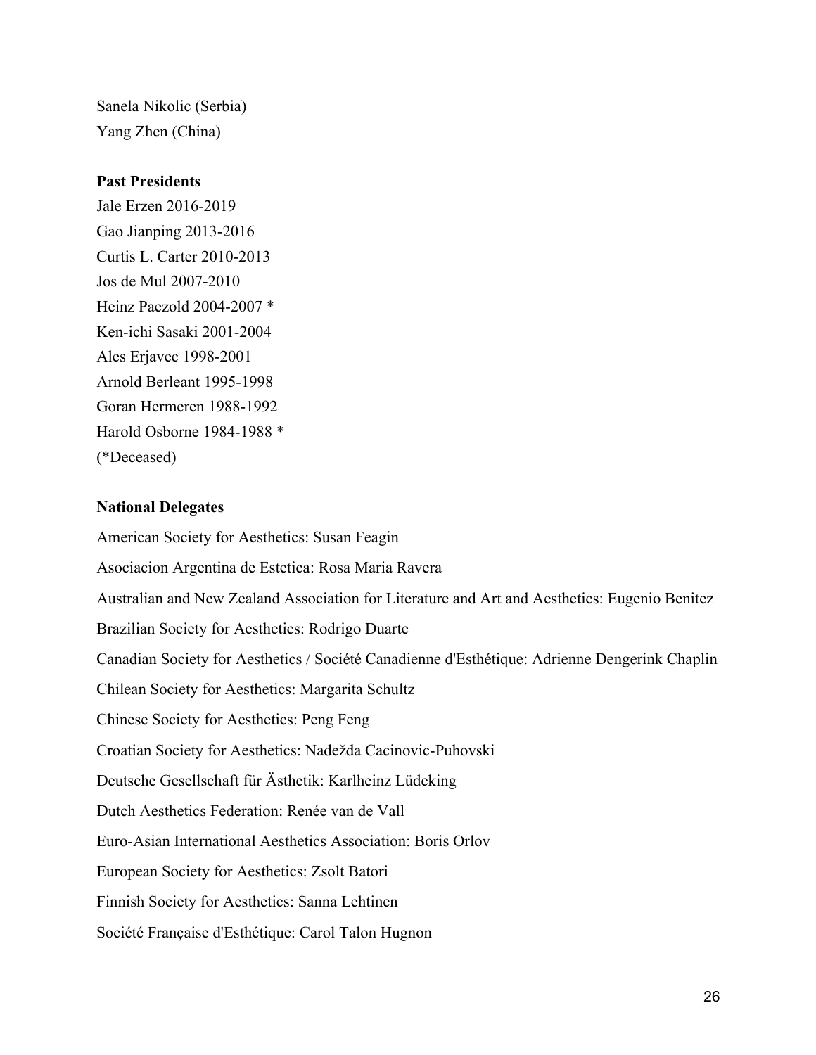Sanela Nikolic (Serbia)
Yang Zhen (China)

**Past Presidents**

Jale Erzen 2016-2019
Gao Jianping 2013-2016
Curtis L. Carter 2010-2013
Jos de Mul 2007-2010
Heinz Paezold 2004-2007 *
Ken-ichi Sasaki 2001-2004
Ales Erjavec 1998-2001
Arnold Berleant 1995-1998
Goran Hermeren 1988-1992
Harold Osborne 1984-1988 *
(*Deceased)

**National Delegates**

American Society for Aesthetics: Susan Feagin

Asociacion Argentina de Estetica: Rosa Maria Ravera

Australian and New Zealand Association for Literature and Art and Aesthetics: Eugenio Benitez

Brazilian Society for Aesthetics: Rodrigo Duarte

Canadian Society for Aesthetics / Société Canadienne d'Esthétique: Adrienne Dengerink Chaplin

Chilean Society for Aesthetics: Margarita Schultz

Chinese Society for Aesthetics: Peng Feng

Croatian Society for Aesthetics: Nadežda Cacinovic-Puhovski

Deutsche Gesellschaft für Ästhetik: Karlheinz Lüdeking

Dutch Aesthetics Federation: Renée van de Vall

Euro-Asian International Aesthetics Association: Boris Orlov

European Society for Aesthetics: Zsolt Batori

Finnish Society for Aesthetics: Sanna Lehtinen

Société Française d'Esthétique: Carol Talon Hugnon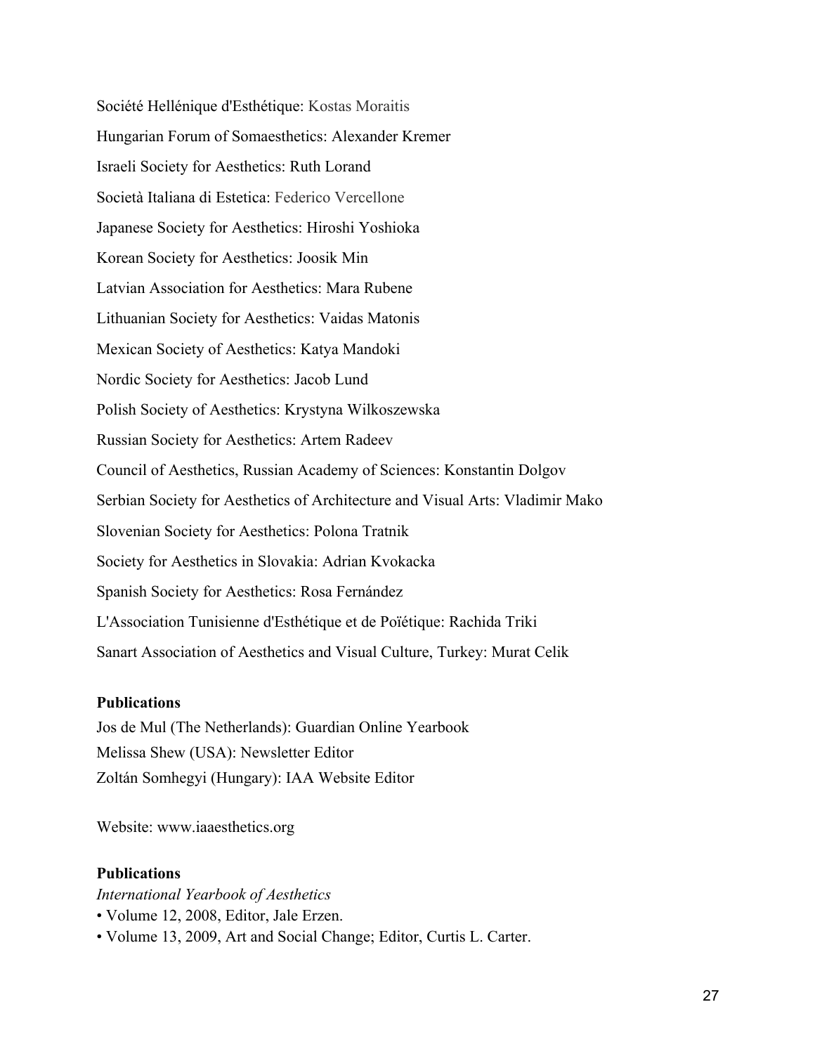Société Hellénique d'Esthétique: Kostas Moraitis

Hungarian Forum of Somaesthetics: Alexander Kremer

Israeli Society for Aesthetics: Ruth Lorand

Società Italiana di Estetica: Federico Vercellone

Japanese Society for Aesthetics: Hiroshi Yoshioka

Korean Society for Aesthetics: Joosik Min

Latvian Association for Aesthetics: Mara Rubene

Lithuanian Society for Aesthetics: Vaidas Matonis

Mexican Society of Aesthetics: Katya Mandoki

Nordic Society for Aesthetics: Jacob Lund

Polish Society of Aesthetics: Krystyna Wilkoszewska

Russian Society for Aesthetics: Artem Radeev

Council of Aesthetics, Russian Academy of Sciences: Konstantin Dolgov

Serbian Society for Aesthetics of Architecture and Visual Arts: Vladimir Mako

Slovenian Society for Aesthetics: Polona Tratnik

Society for Aesthetics in Slovakia: Adrian Kvokacka

Spanish Society for Aesthetics: Rosa Fernández

L'Association Tunisienne d'Esthétique et de Poïétique: Rachida Triki

Sanart Association of Aesthetics and Visual Culture, Turkey: Murat Celik

**Publications**

Jos de Mul (The Netherlands): Guardian Online Yearbook
Melissa Shew (USA): Newsletter Editor
Zoltán Somhegyi (Hungary): IAA Website Editor

Website: www.iaaesthetics.org

**Publications**

*International Yearbook of Aesthetics*

- Volume 12, 2008, Editor, Jale Erzen.
- Volume 13, 2009, Art and Social Change; Editor, Curtis L. Carter.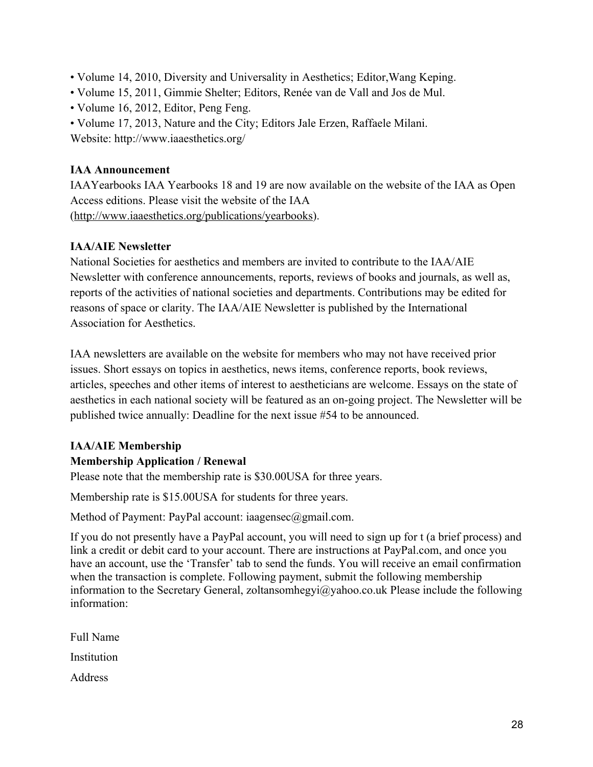- Volume 14, 2010, Diversity and Universality in Aesthetics; Editor,Wang Keping.
- Volume 15, 2011, Gimmie Shelter; Editors, Renée van de Vall and Jos de Mul.
- Volume 16, 2012, Editor, Peng Feng.
- Volume 17, 2013, Nature and the City; Editors Jale Erzen, Raffaele Milani.

Website: http://www.iaaesthetics.org/

**IAA Announcement**

IAAYearbooks IAA Yearbooks 18 and 19 are now available on the website of the IAA as Open Access editions. Please visit the website of the IAA (http://www.iaaesthetics.org/publications/yearbooks).

**IAA/AIE Newsletter**

National Societies for aesthetics and members are invited to contribute to the IAA/AIE Newsletter with conference announcements, reports, reviews of books and journals, as well as, reports of the activities of national societies and departments. Contributions may be edited for reasons of space or clarity. The IAA/AIE Newsletter is published by the International Association for Aesthetics.

IAA newsletters are available on the website for members who may not have received prior issues. Short essays on topics in aesthetics, news items, conference reports, book reviews, articles, speeches and other items of interest to aestheticians are welcome. Essays on the state of aesthetics in each national society will be featured as an on-going project. The Newsletter will be published twice annually: Deadline for the next issue #54 to be announced.

**IAA/AIE Membership**

**Membership Application / Renewal**

Please note that the membership rate is $30.00USA for three years.

Membership rate is $15.00USA for students for three years.

Method of Payment: PayPal account: iaagensec@gmail.com.

If you do not presently have a PayPal account, you will need to sign up for t (a brief process) and link a credit or debit card to your account. There are instructions at PayPal.com, and once you have an account, use the 'Transfer' tab to send the funds. You will receive an email confirmation when the transaction is complete. Following payment, submit the following membership information to the Secretary General, zoltansomhegyi@yahoo.co.uk Please include the following information:

Full Name

Institution

Address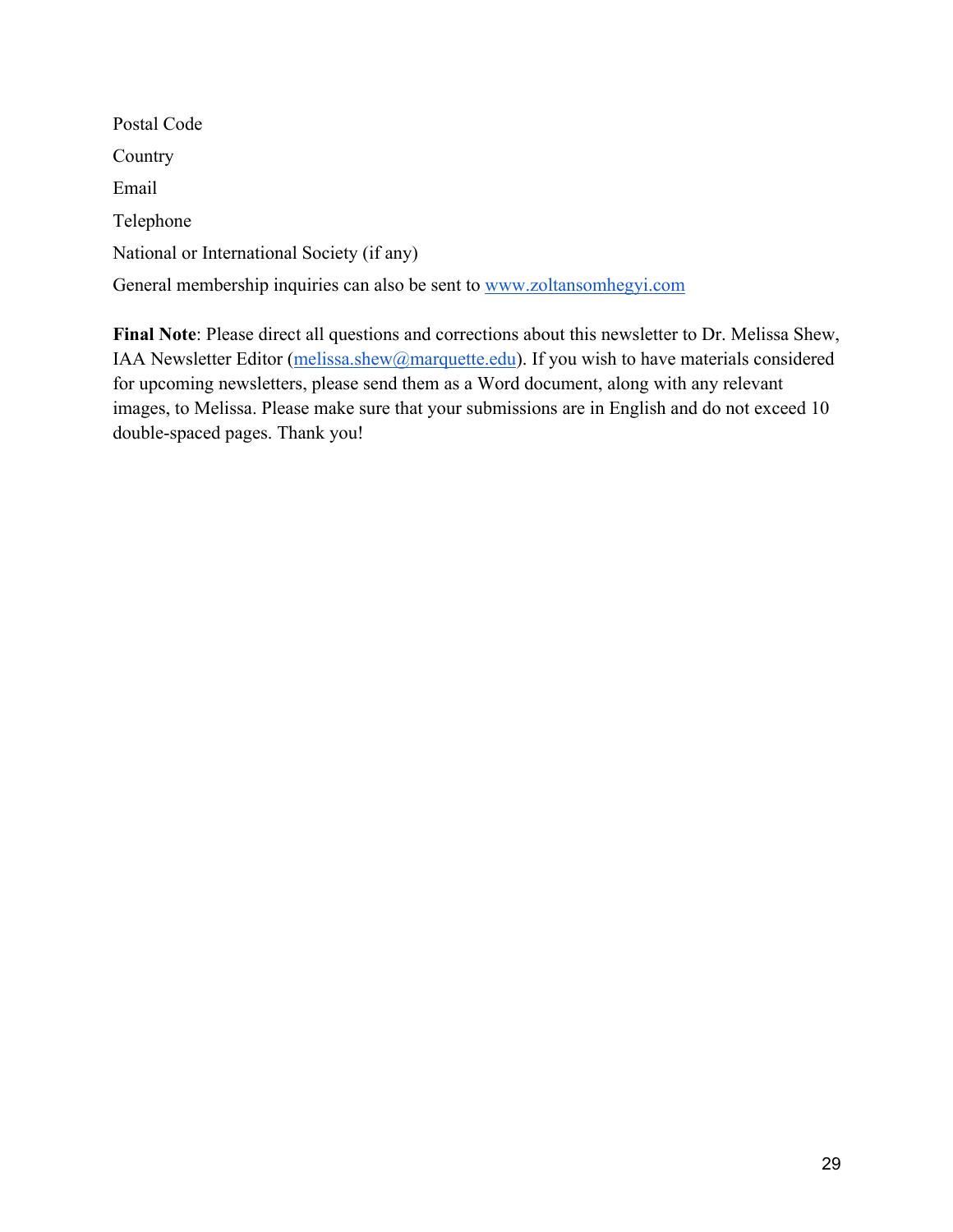Postal Code

Country

Email

Telephone

National or International Society (if any)

General membership inquiries can also be sent to www.zoltansomhegyi.com

**Final Note**: Please direct all questions and corrections about this newsletter to Dr. Melissa Shew, IAA Newsletter Editor (melissa.shew@marquette.edu). If you wish to have materials considered for upcoming newsletters, please send them as a Word document, along with any relevant images, to Melissa. Please make sure that your submissions are in English and do not exceed 10 double-spaced pages. Thank you!